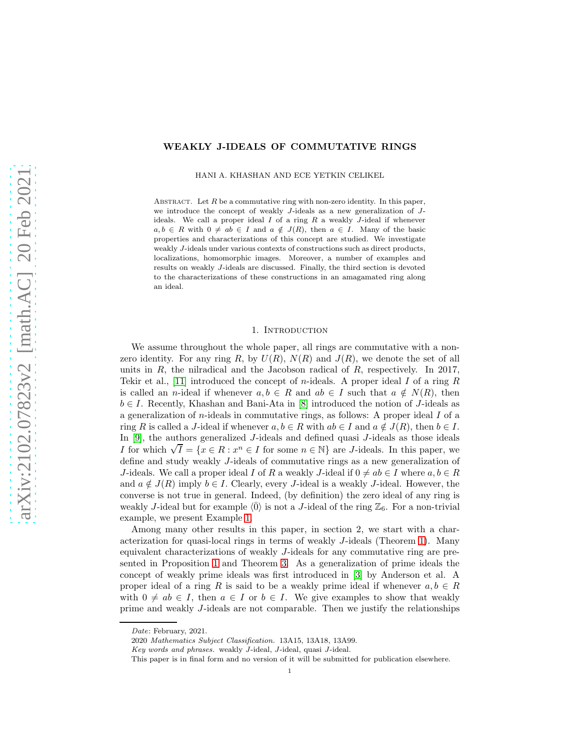# WEAKLY J-IDEALS OF COMMUTATIVE RINGS

HANI A. KHASHAN AND ECE YETKIN CELIKEL

Abstract. Let $R$ be a commutative ring with non-zero identity. In this paper, we introduce the concept of weakly $J$-ideals as a new generalization of $J$-ideals. We call a proper ideal $I$ of a ring $R$ a weakly $J$-ideal if whenever $a, b \in R$ with $0 \neq ab \in I$ and $a \notin J(R)$, then $a \in I$. Many of the basic properties and characterizations of this concept are studied. We investigate weakly $J$-ideals under various contexts of constructions such as direct products, localizations, homomorphic images. Moreover, a number of examples and results on weakly $J$-ideals are discussed. Finally, the third section is devoted to the characterizations of these constructions in an amagamated ring along an ideal.

## 1. Introduction

We assume throughout the whole paper, all rings are commutative with a non-zero identity. For any ring $R$, by $U(R)$, $N(R)$ and $J(R)$, we denote the set of all units in $R$, the nilradical and the Jacobson radical of $R$, respectively. In 2017, Tekir et al., [11] introduced the concept of $n$-ideals. A proper ideal $I$ of a ring $R$ is called an $n$-ideal if whenever $a, b \in R$ and $ab \in I$ such that $a \notin N(R)$, then $b \in I$. Recently, Khashan and Bani-Ata in [8] introduced the notion of $J$-ideals as a generalization of $n$-ideals in commutative rings, as follows: A proper ideal $I$ of a ring $R$ is called a $J$-ideal if whenever $a, b \in R$ with $ab \in I$ and $a \notin J(R)$, then $b \in I$. In [9], the authors generalized $J$-ideals and defined quasi $J$-ideals as those ideals $I$ for which $\sqrt{I} = \{x \in R : x^n \in I \text{ for some } n \in \mathbb{N}\}$ are $J$-ideals. In this paper, we define and study weakly $J$-ideals of commutative rings as a new generalization of $J$-ideals. We call a proper ideal $I$ of $R$ a weakly $J$-ideal if $0 \neq ab \in I$ where $a, b \in R$ and $a \notin J(R)$ imply $b \in I$. Clearly, every $J$-ideal is a weakly $J$-ideal. However, the converse is not true in general. Indeed, (by definition) the zero ideal of any ring is weakly $J$-ideal but for example $\langle \bar{0} \rangle$ is not a $J$-ideal of the ring $\mathbb{Z}_6$. For a non-trivial example, we present Example 1.

Among many other results in this paper, in section 2, we start with a characterization for quasi-local rings in terms of weakly $J$-ideals (Theorem 1). Many equivalent characterizations of weakly $J$-ideals for any commutative ring are presented in Proposition 1 and Theorem 3. As a generalization of prime ideals the concept of weakly prime ideals was first introduced in [3] by Anderson et al. A proper ideal of a ring $R$ is said to be a weakly prime ideal if whenever $a, b \in R$ with $0 \neq ab \in I$, then $a \in I$ or $b \in I$. We give examples to show that weakly prime and weakly $J$-ideals are not comparable. Then we justify the relationships

---

*Date*: February, 2021.

2020 *Mathematics Subject Classification.* 13A15, 13A18, 13A99.

*Key words and phrases.* weakly $J$-ideal, $J$-ideal, quasi $J$-ideal.

This paper is in final form and no version of it will be submitted for publication elsewhere.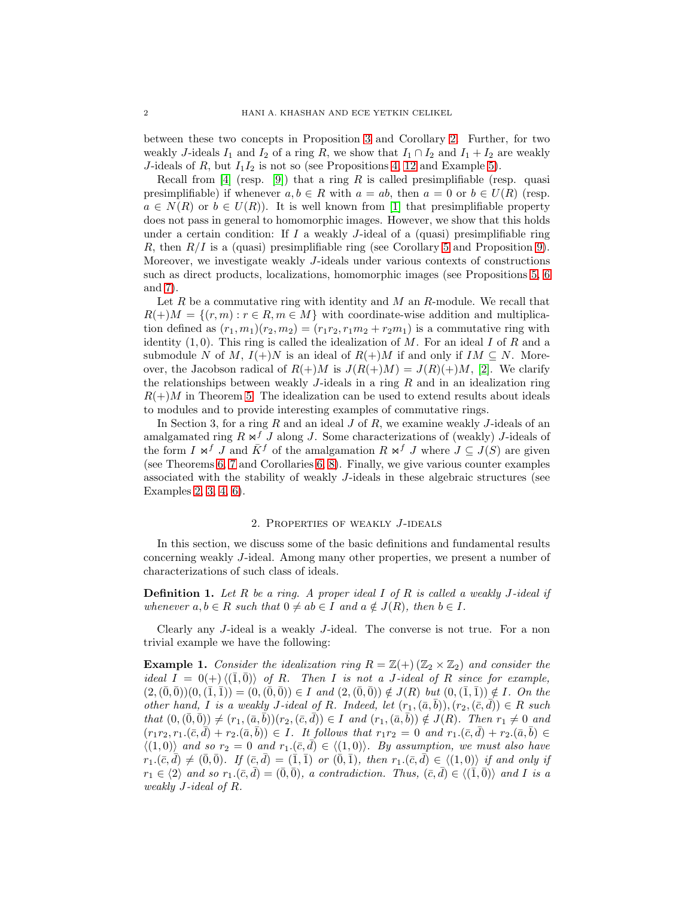between these two concepts in Proposition 3 and Corollary 2. Further, for two weakly $J$-ideals $I_1$ and $I_2$ of a ring $R$, we show that $I_1 \cap I_2$ and $I_1 + I_2$ are weakly $J$-ideals of $R$, but $I_1 I_2$ is not so (see Propositions 4, 12 and Example 5).

Recall from [4] (resp. [9]) that a ring $R$ is called presimplifiable (resp. quasi presimplifiable) if whenever $a, b \in R$ with $a = ab$, then $a = 0$ or $b \in U(R)$ (resp. $a \in N(R)$ or $b \in U(R)$). It is well known from [1] that presimplifiable property does not pass in general to homomorphic images. However, we show that this holds under a certain condition: If $I$ a weakly $J$-ideal of a (quasi) presimplifiable ring $R$, then $R/I$ is a (quasi) presimplifiable ring (see Corollary 5 and Proposition 9). Moreover, we investigate weakly $J$-ideals under various contexts of constructions such as direct products, localizations, homomorphic images (see Propositions 5, 6 and 7).

Let $R$ be a commutative ring with identity and $M$ an $R$-module. We recall that $R(+)M = \{(r, m) : r \in R, m \in M\}$ with coordinate-wise addition and multiplication defined as $(r_1, m_1)(r_2, m_2) = (r_1 r_2, r_1 m_2 + r_2 m_1)$ is a commutative ring with identity $(1, 0)$. This ring is called the idealization of $M$. For an ideal $I$ of $R$ and a submodule $N$ of $M$, $I(+)N$ is an ideal of $R(+)M$ if and only if $IM \subseteq N$. Moreover, the Jacobson radical of $R(+)M$ is $J(R(+)M) = J(R)(+)M$, [2]. We clarify the relationships between weakly $J$-ideals in a ring $R$ and in an idealization ring $R(+)M$ in Theorem 5. The idealization can be used to extend results about ideals to modules and to provide interesting examples of commutative rings.

In Section 3, for a ring $R$ and an ideal $J$ of $R$, we examine weakly $J$-ideals of an amalgamated ring $R \bowtie^f J$ along $J$. Some characterizations of (weakly) $J$-ideals of the form $I \bowtie^f J$ and $\bar{K}^f$ of the amalgamation $R \bowtie^f J$ where $J \subseteq J(S)$ are given (see Theorems 6, 7 and Corollaries 6, 8). Finally, we give various counter examples associated with the stability of weakly $J$-ideals in these algebraic structures (see Examples 2, 3, 4, 6).

## 2. Properties of weakly $J$-ideals

In this section, we discuss some of the basic definitions and fundamental results concerning weakly $J$-ideal. Among many other properties, we present a number of characterizations of such class of ideals.

**Definition 1.** *Let $R$ be a ring. A proper ideal $I$ of $R$ is called a weakly $J$-ideal if whenever $a, b \in R$ such that $0 \neq ab \in I$ and $a \notin J(R)$, then $b \in I$.*

Clearly any $J$-ideal is a weakly $J$-ideal. The converse is not true. For a non trivial example we have the following:

**Example 1.** *Consider the idealization ring $R = \mathbb{Z}(+)(\mathbb{Z}_2 \times \mathbb{Z}_2)$ and consider the ideal $I = 0(+)\langle(\bar{1}, \bar{0})\rangle$ of $R$. Then $I$ is not a $J$-ideal of $R$ since for example, $(2, (\bar{0}, \bar{0}))(0, (\bar{1}, \bar{1})) = (0, (\bar{0}, \bar{0})) \in I$ and $(2, (\bar{0}, \bar{0})) \notin J(R)$ but $(0, (\bar{1}, \bar{1})) \notin I$. On the other hand, $I$ is a weakly $J$-ideal of $R$. Indeed, let $(r_1, (\bar{a}, \bar{b})), (r_2, (\bar{c}, \bar{d})) \in R$ such that $(0, (\bar{0}, \bar{0})) \neq (r_1, (\bar{a}, \bar{b}))(r_2, (\bar{c}, \bar{d})) \in I$ and $(r_1, (\bar{a}, \bar{b})) \notin J(R)$. Then $r_1 \neq 0$ and $(r_1 r_2, r_1.(\bar{c}, \bar{d}) + r_2.(\bar{a}, \bar{b})) \in I$. It follows that $r_1 r_2 = 0$ and $r_1.(\bar{c}, \bar{d}) + r_2.(\bar{a}, \bar{b}) \in \langle(1, 0)\rangle$ and so $r_2 = 0$ and $r_1.(\bar{c}, \bar{d}) \in \langle(1, 0)\rangle$. By assumption, we must also have $r_1.(\bar{c}, \bar{d}) \neq (\bar{0}, \bar{0})$. If $(\bar{c}, \bar{d}) = (\bar{1}, \bar{1})$ or $(\bar{0}, \bar{1})$, then $r_1.(\bar{c}, \bar{d}) \in \langle(1, 0)\rangle$ if and only if $r_1 \in \langle 2\rangle$ and so $r_1.(\bar{c}, \bar{d}) = (\bar{0}, \bar{0})$, a contradiction. Thus, $(\bar{c}, \bar{d}) \in \langle(\bar{1}, \bar{0})\rangle$ and $I$ is a weakly $J$-ideal of $R$.*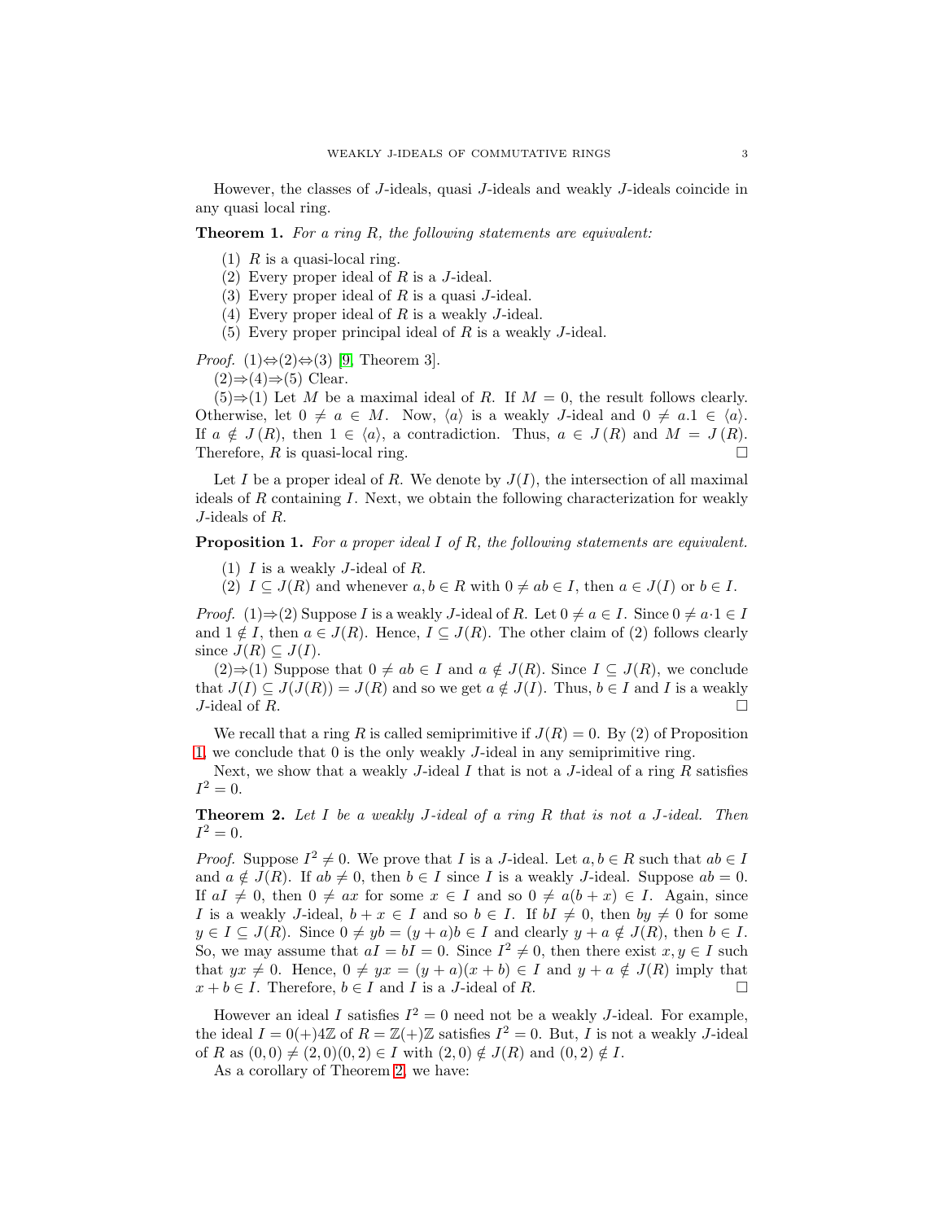However, the classes of $J$-ideals, quasi $J$-ideals and weakly $J$-ideals coincide in any quasi local ring.

**Theorem 1.** *For a ring $R$, the following statements are equivalent:*

1. $R$ is a quasi-local ring.
2. Every proper ideal of $R$ is a $J$-ideal.
3. Every proper ideal of $R$ is a quasi $J$-ideal.
4. Every proper ideal of $R$ is a weakly $J$-ideal.
5. Every proper principal ideal of $R$ is a weakly $J$-ideal.

*Proof.* (1)⇔(2)⇔(3) [9, Theorem 3].

(2)⇒(4)⇒(5) Clear.

(5)⇒(1) Let $M$ be a maximal ideal of $R$. If $M = 0$, the result follows clearly. Otherwise, let $0 \neq a \in M$. Now, $\langle a \rangle$ is a weakly $J$-ideal and $0 \neq a.1 \in \langle a \rangle$. If $a \notin J(R)$, then $1 \in \langle a \rangle$, a contradiction. Thus, $a \in J(R)$ and $M = J(R)$. Therefore, $R$ is quasi-local ring. □

Let $I$ be a proper ideal of $R$. We denote by $J(I)$, the intersection of all maximal ideals of $R$ containing $I$. Next, we obtain the following characterization for weakly $J$-ideals of $R$.

**Proposition 1.** *For a proper ideal $I$ of $R$, the following statements are equivalent.*

1. $I$ is a weakly $J$-ideal of $R$.
2. $I \subseteq J(R)$ and whenever $a, b \in R$ with $0 \neq ab \in I$, then $a \in J(I)$ or $b \in I$.

*Proof.* (1)⇒(2) Suppose $I$ is a weakly $J$-ideal of $R$. Let $0 \neq a \in I$. Since $0 \neq a \cdot 1 \in I$ and $1 \notin I$, then $a \in J(R)$. Hence, $I \subseteq J(R)$. The other claim of (2) follows clearly since $J(R) \subseteq J(I)$.

(2)⇒(1) Suppose that $0 \neq ab \in I$ and $a \notin J(R)$. Since $I \subseteq J(R)$, we conclude that $J(I) \subseteq J(J(R)) = J(R)$ and so we get $a \notin J(I)$. Thus, $b \in I$ and $I$ is a weakly $J$-ideal of $R$. □

We recall that a ring $R$ is called semiprimitive if $J(R) = 0$. By (2) of Proposition 1, we conclude that 0 is the only weakly $J$-ideal in any semiprimitive ring.

Next, we show that a weakly $J$-ideal $I$ that is not a $J$-ideal of a ring $R$ satisfies $I^2 = 0$.

**Theorem 2.** *Let $I$ be a weakly $J$-ideal of a ring $R$ that is not a $J$-ideal. Then $I^2 = 0$.*

*Proof.* Suppose $I^2 \neq 0$. We prove that $I$ is a $J$-ideal. Let $a, b \in R$ such that $ab \in I$ and $a \notin J(R)$. If $ab \neq 0$, then $b \in I$ since $I$ is a weakly $J$-ideal. Suppose $ab = 0$. If $aI \neq 0$, then $0 \neq ax$ for some $x \in I$ and so $0 \neq a(b + x) \in I$. Again, since $I$ is a weakly $J$-ideal, $b + x \in I$ and so $b \in I$. If $bI \neq 0$, then $by \neq 0$ for some $y \in I \subseteq J(R)$. Since $0 \neq yb = (y + a)b \in I$ and clearly $y + a \notin J(R)$, then $b \in I$. So, we may assume that $aI = bI = 0$. Since $I^2 \neq 0$, then there exist $x, y \in I$ such that $yx \neq 0$. Hence, $0 \neq yx = (y + a)(x + b) \in I$ and $y + a \notin J(R)$ imply that $x + b \in I$. Therefore, $b \in I$ and $I$ is a $J$-ideal of $R$. □

However an ideal $I$ satisfies $I^2 = 0$ need not be a weakly $J$-ideal. For example, the ideal $I = 0(+)4\mathbb{Z}$ of $R = \mathbb{Z}(+)\mathbb{Z}$ satisfies $I^2 = 0$. But, $I$ is not a weakly $J$-ideal of $R$ as $(0, 0) \neq (2, 0)(0, 2) \in I$ with $(2, 0) \notin J(R)$ and $(0, 2) \notin I$.

As a corollary of Theorem 2, we have: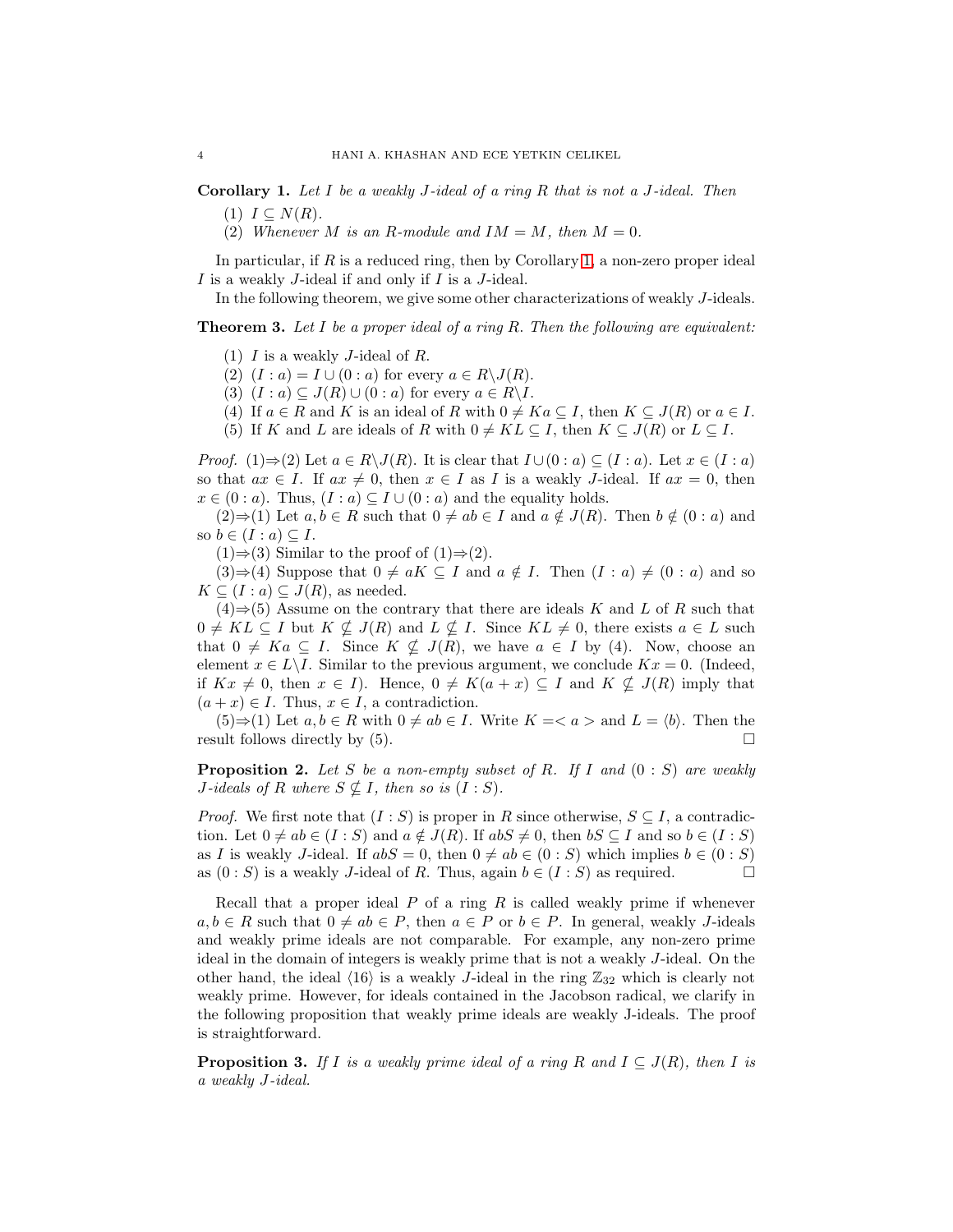**Corollary 1.** *Let $I$ be a weakly $J$-ideal of a ring $R$ that is not a $J$-ideal. Then*

1. $I \subseteq N(R)$.
2. *Whenever $M$ is an $R$-module and $IM = M$, then $M = 0$.*

In particular, if $R$ is a reduced ring, then by Corollary 1, a non-zero proper ideal $I$ is a weakly $J$-ideal if and only if $I$ is a $J$-ideal.

In the following theorem, we give some other characterizations of weakly $J$-ideals.

**Theorem 3.** *Let $I$ be a proper ideal of a ring $R$. Then the following are equivalent:*

1. $I$ is a weakly $J$-ideal of $R$.
2. $(I : a) = I \cup (0 : a)$ for every $a \in R \backslash J(R)$.
3. $(I : a) \subseteq J(R) \cup (0 : a)$ for every $a \in R \backslash I$.
4. If $a \in R$ and $K$ is an ideal of $R$ with $0 \neq Ka \subseteq I$, then $K \subseteq J(R)$ or $a \in I$.
5. If $K$ and $L$ are ideals of $R$ with $0 \neq KL \subseteq I$, then $K \subseteq J(R)$ or $L \subseteq I$.

*Proof.* (1)⇒(2) Let $a \in R \backslash J(R)$. It is clear that $I \cup (0 : a) \subseteq (I : a)$. Let $x \in (I : a)$ so that $ax \in I$. If $ax \neq 0$, then $x \in I$ as $I$ is a weakly $J$-ideal. If $ax = 0$, then $x \in (0 : a)$. Thus, $(I : a) \subseteq I \cup (0 : a)$ and the equality holds.

(2)⇒(1) Let $a, b \in R$ such that $0 \neq ab \in I$ and $a \notin J(R)$. Then $b \notin (0 : a)$ and so $b \in (I : a) \subseteq I$.

(1)⇒(3) Similar to the proof of (1)⇒(2).

(3)⇒(4) Suppose that $0 \neq aK \subseteq I$ and $a \notin I$. Then $(I : a) \neq (0 : a)$ and so $K \subseteq (I : a) \subseteq J(R)$, as needed.

(4)⇒(5) Assume on the contrary that there are ideals $K$ and $L$ of $R$ such that $0 \neq KL \subseteq I$ but $K \nsubseteq J(R)$ and $L \nsubseteq I$. Since $KL \neq 0$, there exists $a \in L$ such that $0 \neq Ka \subseteq I$. Since $K \nsubseteq J(R)$, we have $a \in I$ by (4). Now, choose an element $x \in L \backslash I$. Similar to the previous argument, we conclude $Kx = 0$. (Indeed, if $Kx \neq 0$, then $x \in I$). Hence, $0 \neq K(a + x) \subseteq I$ and $K \nsubseteq J(R)$ imply that $(a + x) \in I$. Thus, $x \in I$, a contradiction.

(5)⇒(1) Let $a, b \in R$ with $0 \neq ab \in I$. Write $K = \langle a \rangle$ and $L = \langle b \rangle$. Then the result follows directly by (5). □

**Proposition 2.** *Let $S$ be a non-empty subset of $R$. If $I$ and $(0 : S)$ are weakly $J$-ideals of $R$ where $S \nsubseteq I$, then so is $(I : S)$.*

*Proof.* We first note that $(I : S)$ is proper in $R$ since otherwise, $S \subseteq I$, a contradiction. Let $0 \neq ab \in (I : S)$ and $a \notin J(R)$. If $abS \neq 0$, then $bS \subseteq I$ and so $b \in (I : S)$ as $I$ is weakly $J$-ideal. If $abS = 0$, then $0 \neq ab \in (0 : S)$ which implies $b \in (0 : S)$ as $(0 : S)$ is a weakly $J$-ideal of $R$. Thus, again $b \in (I : S)$ as required. □

Recall that a proper ideal $P$ of a ring $R$ is called weakly prime if whenever $a, b \in R$ such that $0 \neq ab \in P$, then $a \in P$ or $b \in P$. In general, weakly $J$-ideals and weakly prime ideals are not comparable. For example, any non-zero prime ideal in the domain of integers is weakly prime that is not a weakly $J$-ideal. On the other hand, the ideal $\langle 16 \rangle$ is a weakly $J$-ideal in the ring $\mathbb{Z}_{32}$ which is clearly not weakly prime. However, for ideals contained in the Jacobson radical, we clarify in the following proposition that weakly prime ideals are weakly J-ideals. The proof is straightforward.

**Proposition 3.** *If $I$ is a weakly prime ideal of a ring $R$ and $I \subseteq J(R)$, then $I$ is a weakly $J$-ideal.*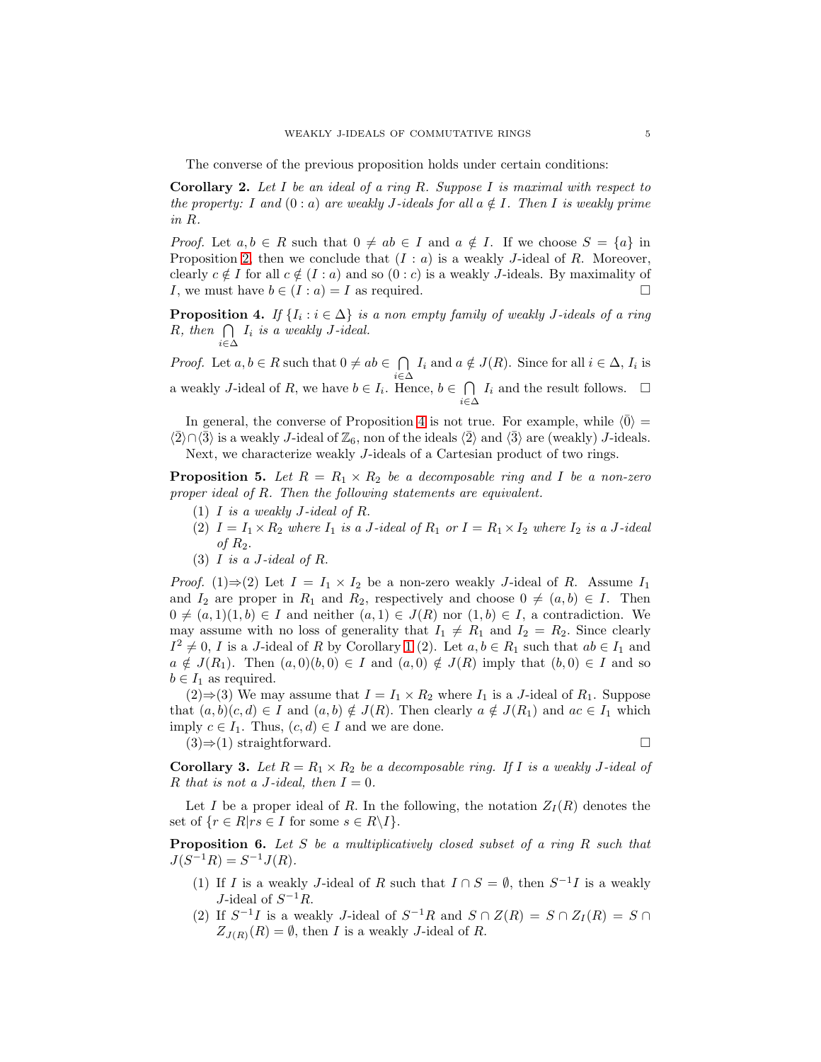The converse of the previous proposition holds under certain conditions:

**Corollary 2.** *Let $I$ be an ideal of a ring $R$. Suppose $I$ is maximal with respect to the property: $I$ and $(0 : a)$ are weakly $J$-ideals for all $a \notin I$. Then $I$ is weakly prime in $R$.*

*Proof.* Let $a, b \in R$ such that $0 \neq ab \in I$ and $a \notin I$. If we choose $S = \{a\}$ in Proposition 2, then we conclude that $(I : a)$ is a weakly $J$-ideal of $R$. Moreover, clearly $c \notin I$ for all $c \notin (I : a)$ and so $(0 : c)$ is a weakly $J$-ideals. By maximality of $I$, we must have $b \in (I : a) = I$ as required. □

**Proposition 4.** *If $\{I_i : i \in \Delta\}$ is a non empty family of weakly $J$-ideals of a ring $R$, then $\bigcap_{i\in\Delta} I_i$ is a weakly $J$-ideal.*

*Proof.* Let $a, b \in R$ such that $0 \neq ab \in \bigcap_{i\in\Delta} I_i$ and $a \notin J(R)$. Since for all $i \in \Delta$, $I_i$ is a weakly $J$-ideal of $R$, we have $b \in I_i$. Hence, $b \in \bigcap_{i\in\Delta} I_i$ and the result follows. □

In general, the converse of Proposition 4 is not true. For example, while $\langle\bar{0}\rangle = \langle\bar{2}\rangle \cap \langle\bar{3}\rangle$ is a weakly $J$-ideal of $\mathbb{Z}_6$, non of the ideals $\langle\bar{2}\rangle$ and $\langle\bar{3}\rangle$ are (weakly) $J$-ideals.

Next, we characterize weakly $J$-ideals of a Cartesian product of two rings.

**Proposition 5.** *Let $R = R_1 \times R_2$ be a decomposable ring and $I$ be a non-zero proper ideal of $R$. Then the following statements are equivalent.*

1. *$I$ is a weakly $J$-ideal of $R$.*
2. *$I = I_1 \times R_2$ where $I_1$ is a $J$-ideal of $R_1$ or $I = R_1 \times I_2$ where $I_2$ is a $J$-ideal of $R_2$.*
3. *$I$ is a $J$-ideal of $R$.*

*Proof.* (1)⇒(2) Let $I = I_1 \times I_2$ be a non-zero weakly $J$-ideal of $R$. Assume $I_1$ and $I_2$ are proper in $R_1$ and $R_2$, respectively and choose $0 \neq (a, b) \in I$. Then $0 \neq (a, 1)(1, b) \in I$ and neither $(a, 1) \in J(R)$ nor $(1, b) \in I$, a contradiction. We may assume with no loss of generality that $I_1 \neq R_1$ and $I_2 = R_2$. Since clearly $I^2 \neq 0$, $I$ is a $J$-ideal of $R$ by Corollary 1 (2). Let $a, b \in R_1$ such that $ab \in I_1$ and $a \notin J(R_1)$. Then $(a, 0)(b, 0) \in I$ and $(a, 0) \notin J(R)$ imply that $(b, 0) \in I$ and so $b \in I_1$ as required.

(2)⇒(3) We may assume that $I = I_1 \times R_2$ where $I_1$ is a $J$-ideal of $R_1$. Suppose that $(a, b)(c, d) \in I$ and $(a, b) \notin J(R)$. Then clearly $a \notin J(R_1)$ and $ac \in I_1$ which imply $c \in I_1$. Thus, $(c, d) \in I$ and we are done.

(3)⇒(1) straightforward. □

**Corollary 3.** *Let $R = R_1 \times R_2$ be a decomposable ring. If $I$ is a weakly $J$-ideal of $R$ that is not a $J$-ideal, then $I = 0$.*

Let $I$ be a proper ideal of $R$. In the following, the notation $Z_I(R)$ denotes the set of $\{r \in R | rs \in I \text{ for some } s \in R \backslash I\}$.

**Proposition 6.** *Let $S$ be a multiplicatively closed subset of a ring $R$ such that $J(S^{-1}R) = S^{-1}J(R)$.*

1. If $I$ is a weakly $J$-ideal of $R$ such that $I \cap S = \emptyset$, then $S^{-1}I$ is a weakly $J$-ideal of $S^{-1}R$.
2. If $S^{-1}I$ is a weakly $J$-ideal of $S^{-1}R$ and $S \cap Z(R) = S \cap Z_I(R) = S \cap Z_{J(R)}(R) = \emptyset$, then $I$ is a weakly $J$-ideal of $R$.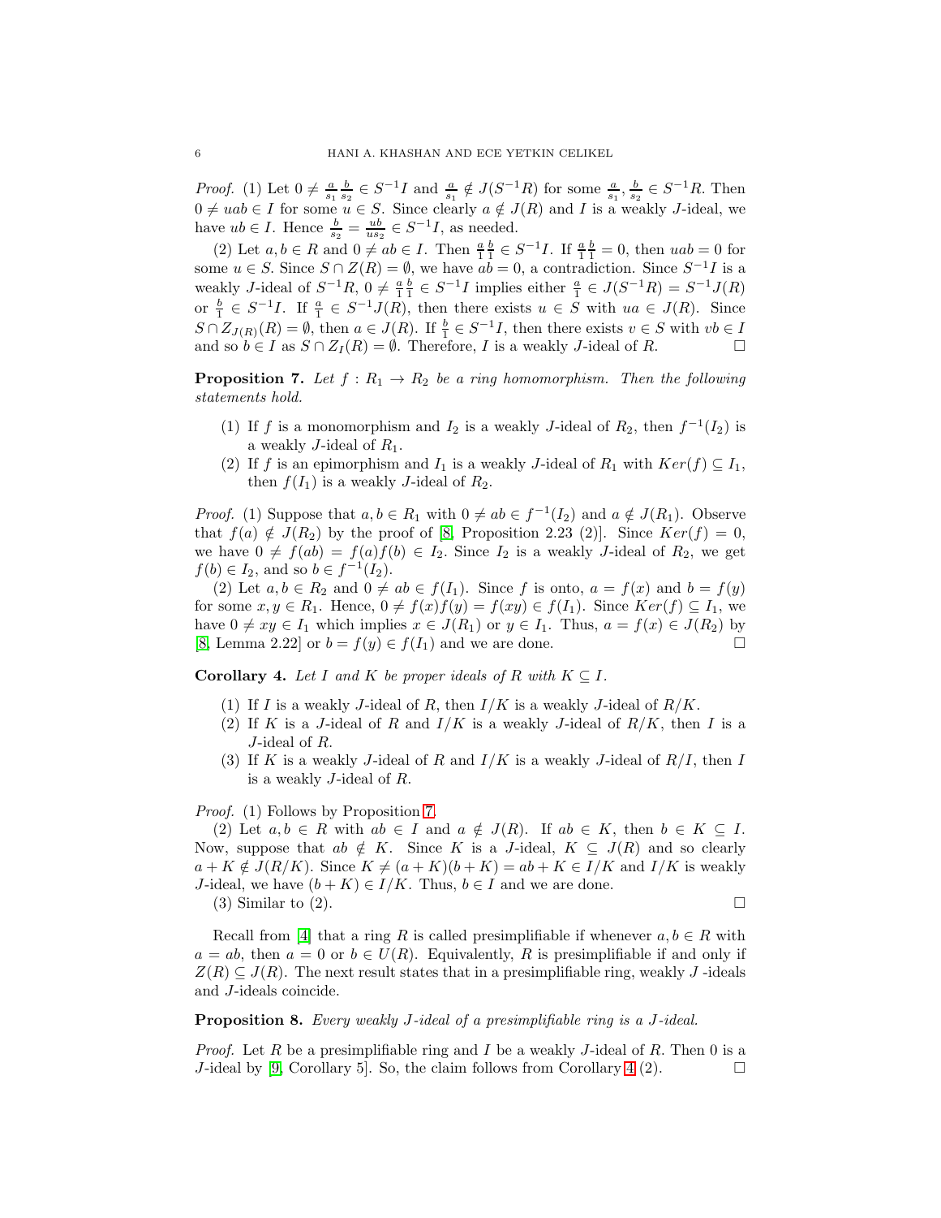*Proof.* (1) Let $0 \neq \frac{a}{s_1}\frac{b}{s_2} \in S^{-1}I$ and $\frac{a}{s_1} \notin J(S^{-1}R)$ for some $\frac{a}{s_1}, \frac{b}{s_2} \in S^{-1}R$. Then $0 \neq uab \in I$ for some $u \in S$. Since clearly $a \notin J(R)$ and $I$ is a weakly $J$-ideal, we have $ub \in I$. Hence $\frac{b}{s_2} = \frac{ub}{us_2} \in S^{-1}I$, as needed.

(2) Let $a, b \in R$ and $0 \neq ab \in I$. Then $\frac{a}{1}\frac{b}{1} \in S^{-1}I$. If $\frac{a}{1}\frac{b}{1} = 0$, then $uab = 0$ for some $u \in S$. Since $S \cap Z(R) = \emptyset$, we have $ab = 0$, a contradiction. Since $S^{-1}I$ is a weakly $J$-ideal of $S^{-1}R$, $0 \neq \frac{a}{1}\frac{b}{1} \in S^{-1}I$ implies either $\frac{a}{1} \in J(S^{-1}R) = S^{-1}J(R)$ or $\frac{b}{1} \in S^{-1}I$. If $\frac{a}{1} \in S^{-1}J(R)$, then there exists $u \in S$ with $ua \in J(R)$. Since $S \cap Z_{J(R)}(R) = \emptyset$, then $a \in J(R)$. If $\frac{b}{1} \in S^{-1}I$, then there exists $v \in S$ with $vb \in I$ and so $b \in I$ as $S \cap Z_I(R) = \emptyset$. Therefore, $I$ is a weakly $J$-ideal of $R$. □

**Proposition 7.** *Let $f : R_1 \to R_2$ be a ring homomorphism. Then the following statements hold.*

1. *If $f$ is a monomorphism and $I_2$ is a weakly $J$-ideal of $R_2$, then $f^{-1}(I_2)$ is a weakly $J$-ideal of $R_1$.*
2. *If $f$ is an epimorphism and $I_1$ is a weakly $J$-ideal of $R_1$ with $Ker(f) \subseteq I_1$, then $f(I_1)$ is a weakly $J$-ideal of $R_2$.*

*Proof.* (1) Suppose that $a, b \in R_1$ with $0 \neq ab \in f^{-1}(I_2)$ and $a \notin J(R_1)$. Observe that $f(a) \notin J(R_2)$ by the proof of [8, Proposition 2.23 (2)]. Since $Ker(f) = 0$, we have $0 \neq f(ab) = f(a)f(b) \in I_2$. Since $I_2$ is a weakly $J$-ideal of $R_2$, we get $f(b) \in I_2$, and so $b \in f^{-1}(I_2)$.

(2) Let $a, b \in R_2$ and $0 \neq ab \in f(I_1)$. Since $f$ is onto, $a = f(x)$ and $b = f(y)$ for some $x, y \in R_1$. Hence, $0 \neq f(x)f(y) = f(xy) \in f(I_1)$. Since $Ker(f) \subseteq I_1$, we have $0 \neq xy \in I_1$ which implies $x \in J(R_1)$ or $y \in I_1$. Thus, $a = f(x) \in J(R_2)$ by [8, Lemma 2.22] or $b = f(y) \in f(I_1)$ and we are done. □

**Corollary 4.** *Let $I$ and $K$ be proper ideals of $R$ with $K \subseteq I$.*

1. *If $I$ is a weakly $J$-ideal of $R$, then $I/K$ is a weakly $J$-ideal of $R/K$.*
2. *If $K$ is a $J$-ideal of $R$ and $I/K$ is a weakly $J$-ideal of $R/K$, then $I$ is a $J$-ideal of $R$.*
3. *If $K$ is a weakly $J$-ideal of $R$ and $I/K$ is a weakly $J$-ideal of $R/I$, then $I$ is a weakly $J$-ideal of $R$.*

*Proof.* (1) Follows by Proposition 7.

(2) Let $a, b \in R$ with $ab \in I$ and $a \notin J(R)$. If $ab \in K$, then $b \in K \subseteq I$. Now, suppose that $ab \notin K$. Since $K$ is a $J$-ideal, $K \subseteq J(R)$ and so clearly $a + K \notin J(R/K)$. Since $K \neq (a + K)(b + K) = ab + K \in I/K$ and $I/K$ is weakly $J$-ideal, we have $(b + K) \in I/K$. Thus, $b \in I$ and we are done.

(3) Similar to (2). □

Recall from [4] that a ring $R$ is called presimplifiable if whenever $a, b \in R$ with $a = ab$, then $a = 0$ or $b \in U(R)$. Equivalently, $R$ is presimplifiable if and only if $Z(R) \subseteq J(R)$. The next result states that in a presimplifiable ring, weakly $J$ -ideals and $J$-ideals coincide.

**Proposition 8.** *Every weakly $J$-ideal of a presimplifiable ring is a $J$-ideal.*

*Proof.* Let $R$ be a presimplifiable ring and $I$ be a weakly $J$-ideal of $R$. Then 0 is a $J$-ideal by [9, Corollary 5]. So, the claim follows from Corollary 4 (2). □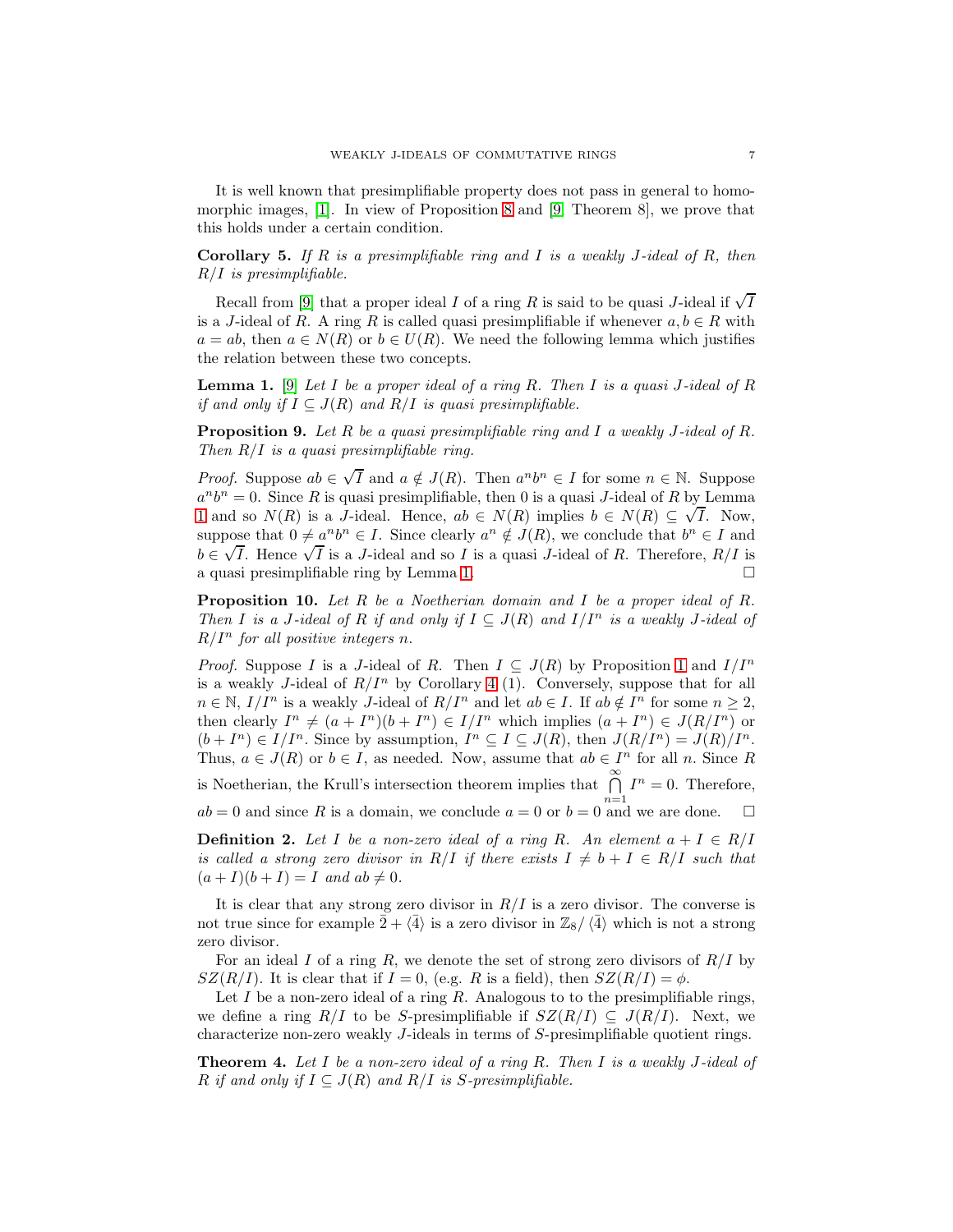It is well known that presimplifiable property does not pass in general to homomorphic images, [1]. In view of Proposition 8 and [9, Theorem 8], we prove that this holds under a certain condition.

**Corollary 5.** *If $R$ is a presimplifiable ring and $I$ is a weakly $J$-ideal of $R$, then $R/I$ is presimplifiable.*

Recall from [9] that a proper ideal $I$ of a ring $R$ is said to be quasi $J$-ideal if $\sqrt{I}$ is a $J$-ideal of $R$. A ring $R$ is called quasi presimplifiable if whenever $a, b \in R$ with $a = ab$, then $a \in N(R)$ or $b \in U(R)$. We need the following lemma which justifies the relation between these two concepts.

**Lemma 1.** [9] *Let $I$ be a proper ideal of a ring $R$. Then $I$ is a quasi $J$-ideal of $R$ if and only if $I \subseteq J(R)$ and $R/I$ is quasi presimplifiable.*

**Proposition 9.** *Let $R$ be a quasi presimplifiable ring and $I$ a weakly $J$-ideal of $R$. Then $R/I$ is a quasi presimplifiable ring.*

*Proof.* Suppose $ab \in \sqrt{I}$ and $a \notin J(R)$. Then $a^n b^n \in I$ for some $n \in \mathbb{N}$. Suppose $a^n b^n = 0$. Since $R$ is quasi presimplifiable, then 0 is a quasi $J$-ideal of $R$ by Lemma 1 and so $N(R)$ is a $J$-ideal. Hence, $ab \in N(R)$ implies $b \in N(R) \subseteq \sqrt{I}$. Now, suppose that $0 \neq a^n b^n \in I$. Since clearly $a^n \notin J(R)$, we conclude that $b^n \in I$ and $b \in \sqrt{I}$. Hence $\sqrt{I}$ is a $J$-ideal and so $I$ is a quasi $J$-ideal of $R$. Therefore, $R/I$ is a quasi presimplifiable ring by Lemma 1. □

**Proposition 10.** *Let $R$ be a Noetherian domain and $I$ be a proper ideal of $R$. Then $I$ is a $J$-ideal of $R$ if and only if $I \subseteq J(R)$ and $I/I^n$ is a weakly $J$-ideal of $R/I^n$ for all positive integers $n$.*

*Proof.* Suppose $I$ is a $J$-ideal of $R$. Then $I \subseteq J(R)$ by Proposition 1 and $I/I^n$ is a weakly $J$-ideal of $R/I^n$ by Corollary 4 (1). Conversely, suppose that for all $n \in \mathbb{N}$, $I/I^n$ is a weakly $J$-ideal of $R/I^n$ and let $ab \in I$. If $ab \notin I^n$ for some $n \geq 2$, then clearly $I^n \neq (a + I^n)(b + I^n) \in I/I^n$ which implies $(a + I^n) \in J(R/I^n)$ or $(b + I^n) \in I/I^n$. Since by assumption, $I^n \subseteq I \subseteq J(R)$, then $J(R/I^n) = J(R)/I^n$. Thus, $a \in J(R)$ or $b \in I$, as needed. Now, assume that $ab \in I^n$ for all $n$. Since $R$ is Noetherian, the Krull's intersection theorem implies that $\bigcap_{n=1}^{\infty} I^n = 0$. Therefore, $ab = 0$ and since $R$ is a domain, we conclude $a = 0$ or $b = 0$ and we are done. □

**Definition 2.** *Let $I$ be a non-zero ideal of a ring $R$. An element $a + I \in R/I$ is called a strong zero divisor in $R/I$ if there exists $I \neq b + I \in R/I$ such that $(a + I)(b + I) = I$ and $ab \neq 0$.*

It is clear that any strong zero divisor in $R/I$ is a zero divisor. The converse is not true since for example $\bar{2} + \langle \bar{4} \rangle$ is a zero divisor in $\mathbb{Z}_8 / \langle \bar{4} \rangle$ which is not a strong zero divisor.

For an ideal $I$ of a ring $R$, we denote the set of strong zero divisors of $R/I$ by $SZ(R/I)$. It is clear that if $I = 0$, (e.g. $R$ is a field), then $SZ(R/I) = \phi$.

Let $I$ be a non-zero ideal of a ring $R$. Analogous to to the presimplifiable rings, we define a ring $R/I$ to be $S$-presimplifiable if $SZ(R/I) \subseteq J(R/I)$. Next, we characterize non-zero weakly $J$-ideals in terms of $S$-presimplifiable quotient rings.

**Theorem 4.** *Let $I$ be a non-zero ideal of a ring $R$. Then $I$ is a weakly $J$-ideal of $R$ if and only if $I \subseteq J(R)$ and $R/I$ is $S$-presimplifiable.*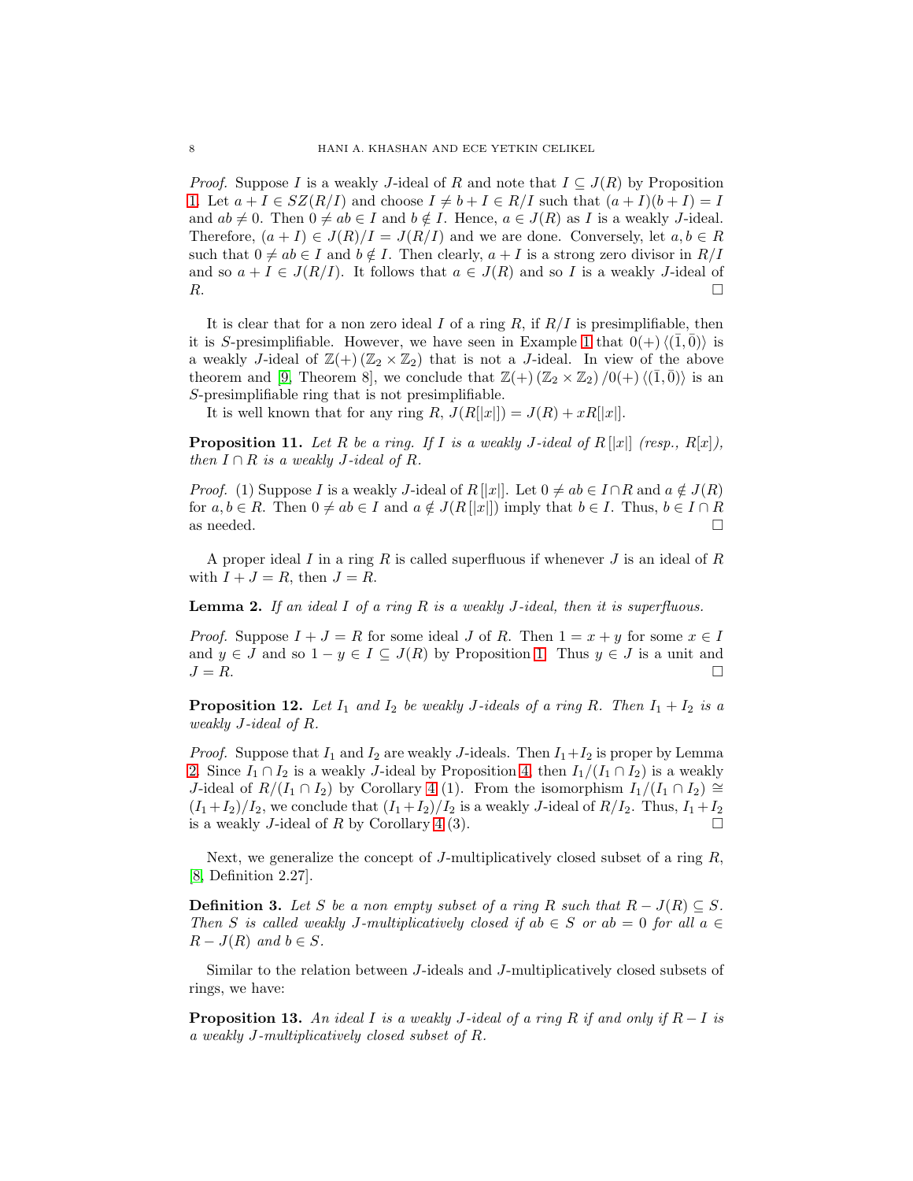*Proof.* Suppose $I$ is a weakly $J$-ideal of $R$ and note that $I \subseteq J(R)$ by Proposition 1. Let $a + I \in SZ(R/I)$ and choose $I \neq b + I \in R/I$ such that $(a + I)(b + I) = I$ and $ab \neq 0$. Then $0 \neq ab \in I$ and $b \notin I$. Hence, $a \in J(R)$ as $I$ is a weakly $J$-ideal. Therefore, $(a + I) \in J(R)/I = J(R/I)$ and we are done. Conversely, let $a, b \in R$ such that $0 \neq ab \in I$ and $b \notin I$. Then clearly, $a + I$ is a strong zero divisor in $R/I$ and so $a + I \in J(R/I)$. It follows that $a \in J(R)$ and so $I$ is a weakly $J$-ideal of $R$. □

It is clear that for a non zero ideal $I$ of a ring $R$, if $R/I$ is presimplifiable, then it is $S$-presimplifiable. However, we have seen in Example 1 that $0(+)\langle(\bar{1}, \bar{0})\rangle$ is a weakly $J$-ideal of $\mathbb{Z}(+)(\mathbb{Z}_2 \times \mathbb{Z}_2)$ that is not a $J$-ideal. In view of the above theorem and [9, Theorem 8], we conclude that $\mathbb{Z}(+)(\mathbb{Z}_2 \times \mathbb{Z}_2)/0(+)\langle(\bar{1}, \bar{0})\rangle$ is an $S$-presimplifiable ring that is not presimplifiable.

It is well known that for any ring $R$, $J(R[|x|]) = J(R) + xR[|x|]$.

**Proposition 11.** *Let $R$ be a ring. If $I$ is a weakly $J$-ideal of $R[|x|]$ (resp., $R[x]$), then $I \cap R$ is a weakly $J$-ideal of $R$.*

*Proof.* (1) Suppose $I$ is a weakly $J$-ideal of $R[|x|]$. Let $0 \neq ab \in I \cap R$ and $a \notin J(R)$ for $a, b \in R$. Then $0 \neq ab \in I$ and $a \notin J(R[|x|])$ imply that $b \in I$. Thus, $b \in I \cap R$ as needed. □

A proper ideal $I$ in a ring $R$ is called superfluous if whenever $J$ is an ideal of $R$ with $I + J = R$, then $J = R$.

**Lemma 2.** *If an ideal $I$ of a ring $R$ is a weakly $J$-ideal, then it is superfluous.*

*Proof.* Suppose $I + J = R$ for some ideal $J$ of $R$. Then $1 = x + y$ for some $x \in I$ and $y \in J$ and so $1 - y \in I \subseteq J(R)$ by Proposition 1. Thus $y \in J$ is a unit and $J = R$. □

**Proposition 12.** *Let $I_1$ and $I_2$ be weakly $J$-ideals of a ring $R$. Then $I_1 + I_2$ is a weakly $J$-ideal of $R$.*

*Proof.* Suppose that $I_1$ and $I_2$ are weakly $J$-ideals. Then $I_1 + I_2$ is proper by Lemma 2. Since $I_1 \cap I_2$ is a weakly $J$-ideal by Proposition 4, then $I_1/(I_1 \cap I_2)$ is a weakly $J$-ideal of $R/(I_1 \cap I_2)$ by Corollary 4 (1). From the isomorphism $I_1/(I_1 \cap I_2) \cong (I_1 + I_2)/I_2$, we conclude that $(I_1 + I_2)/I_2$ is a weakly $J$-ideal of $R/I_2$. Thus, $I_1 + I_2$ is a weakly $J$-ideal of $R$ by Corollary 4 (3). □

Next, we generalize the concept of $J$-multiplicatively closed subset of a ring $R$, [8, Definition 2.27].

**Definition 3.** *Let $S$ be a non empty subset of a ring $R$ such that $R - J(R) \subseteq S$. Then $S$ is called weakly $J$-multiplicatively closed if $ab \in S$ or $ab = 0$ for all $a \in R - J(R)$ and $b \in S$.*

Similar to the relation between $J$-ideals and $J$-multiplicatively closed subsets of rings, we have:

**Proposition 13.** *An ideal $I$ is a weakly $J$-ideal of a ring $R$ if and only if $R - I$ is a weakly $J$-multiplicatively closed subset of $R$.*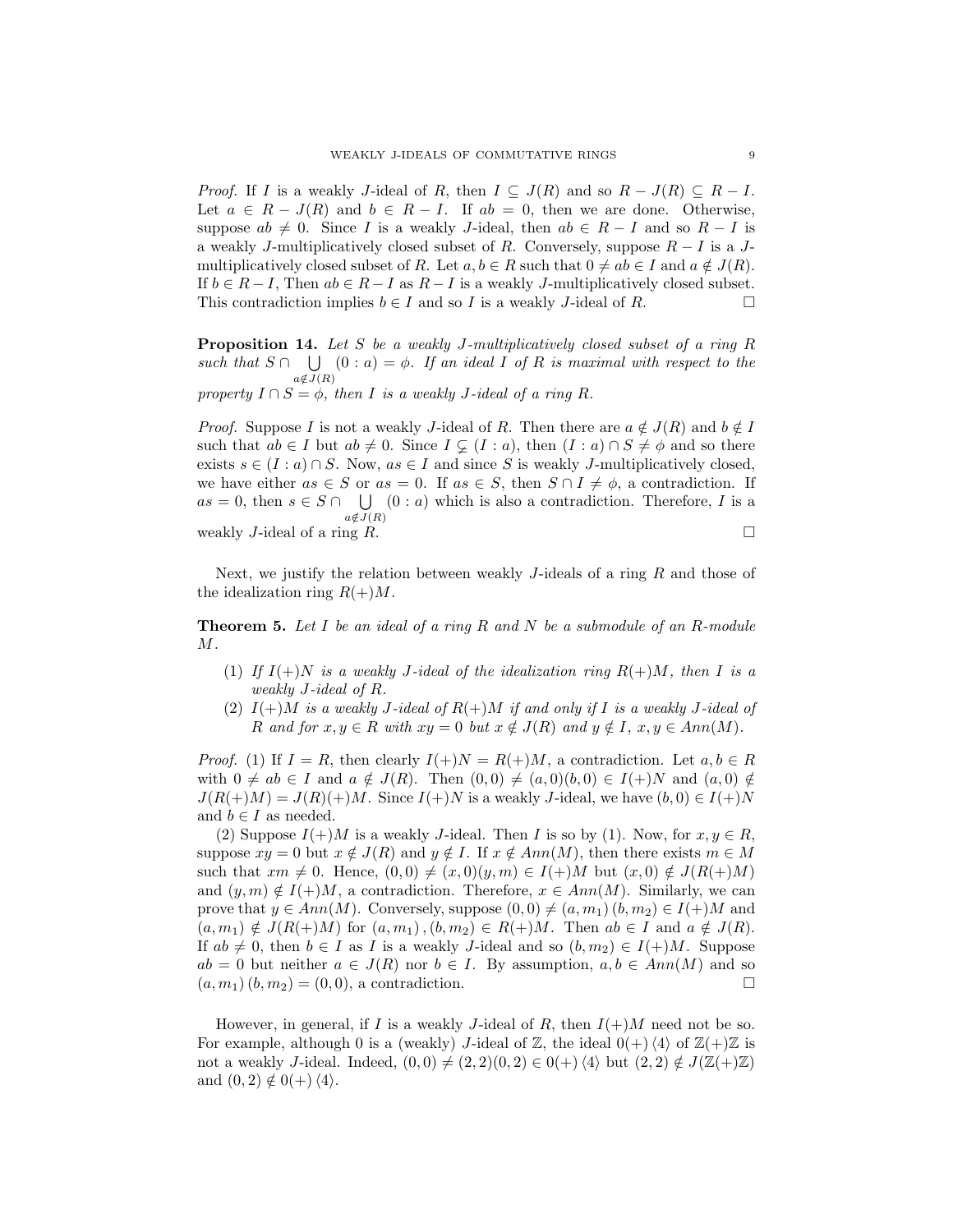*Proof.* If $I$ is a weakly $J$-ideal of $R$, then $I \subseteq J(R)$ and so $R - J(R) \subseteq R - I$. Let $a \in R - J(R)$ and $b \in R - I$. If $ab = 0$, then we are done. Otherwise, suppose $ab \neq 0$. Since $I$ is a weakly $J$-ideal, then $ab \in R - I$ and so $R - I$ is a weakly $J$-multiplicatively closed subset of $R$. Conversely, suppose $R - I$ is a $J$-multiplicatively closed subset of $R$. Let $a, b \in R$ such that $0 \neq ab \in I$ and $a \notin J(R)$. If $b \in R - I$, Then $ab \in R - I$ as $R - I$ is a weakly $J$-multiplicatively closed subset. This contradiction implies $b \in I$ and so $I$ is a weakly $J$-ideal of $R$. $\square$

**Proposition 14.** *Let $S$ be a weakly $J$-multiplicatively closed subset of a ring $R$ such that $S \cap \bigcup_{a \notin J(R)} (0 : a) = \phi$. If an ideal $I$ of $R$ is maximal with respect to the property $I \cap S = \phi$, then $I$ is a weakly $J$-ideal of a ring $R$.*

*Proof.* Suppose $I$ is not a weakly $J$-ideal of $R$. Then there are $a \notin J(R)$ and $b \notin I$ such that $ab \in I$ but $ab \neq 0$. Since $I \subsetneq (I : a)$, then $(I : a) \cap S \neq \phi$ and so there exists $s \in (I : a) \cap S$. Now, $as \in I$ and since $S$ is weakly $J$-multiplicatively closed, we have either $as \in S$ or $as = 0$. If $as \in S$, then $S \cap I \neq \phi$, a contradiction. If $as = 0$, then $s \in S \cap \bigcup_{a \notin J(R)} (0 : a)$ which is also a contradiction. Therefore, $I$ is a weakly $J$-ideal of a ring $R$. $\square$

Next, we justify the relation between weakly $J$-ideals of a ring $R$ and those of the idealization ring $R(+)M$.

**Theorem 5.** *Let $I$ be an ideal of a ring $R$ and $N$ be a submodule of an $R$-module $M$.*

1. *If $I(+)N$ is a weakly $J$-ideal of the idealization ring $R(+)M$, then $I$ is a weakly $J$-ideal of $R$.*
2. *$I(+)M$ is a weakly $J$-ideal of $R(+)M$ if and only if $I$ is a weakly $J$-ideal of $R$ and for $x, y \in R$ with $xy = 0$ but $x \notin J(R)$ and $y \notin I$, $x, y \in Ann(M)$.*

*Proof.* (1) If $I = R$, then clearly $I(+)N = R(+)M$, a contradiction. Let $a, b \in R$ with $0 \neq ab \in I$ and $a \notin J(R)$. Then $(0, 0) \neq (a, 0)(b, 0) \in I(+)N$ and $(a, 0) \notin J(R(+)M) = J(R)(+)M$. Since $I(+)N$ is a weakly $J$-ideal, we have $(b, 0) \in I(+)N$ and $b \in I$ as needed.

(2) Suppose $I(+)M$ is a weakly $J$-ideal. Then $I$ is so by (1). Now, for $x, y \in R$, suppose $xy = 0$ but $x \notin J(R)$ and $y \notin I$. If $x \notin Ann(M)$, then there exists $m \in M$ such that $xm \neq 0$. Hence, $(0, 0) \neq (x, 0)(y, m) \in I(+)M$ but $(x, 0) \notin J(R(+)M)$ and $(y, m) \notin I(+)M$, a contradiction. Therefore, $x \in Ann(M)$. Similarly, we can prove that $y \in Ann(M)$. Conversely, suppose $(0, 0) \neq (a, m_1)(b, m_2) \in I(+)M$ and $(a, m_1) \notin J(R(+)M)$ for $(a, m_1), (b, m_2) \in R(+)M$. Then $ab \in I$ and $a \notin J(R)$. If $ab \neq 0$, then $b \in I$ as $I$ is a weakly $J$-ideal and so $(b, m_2) \in I(+)M$. Suppose $ab = 0$ but neither $a \in J(R)$ nor $b \in I$. By assumption, $a, b \in Ann(M)$ and so $(a, m_1)(b, m_2) = (0, 0)$, a contradiction. $\square$

However, in general, if $I$ is a weakly $J$-ideal of $R$, then $I(+)M$ need not be so. For example, although 0 is a (weakly) $J$-ideal of $\mathbb{Z}$, the ideal $0(+)\langle 4 \rangle$ of $\mathbb{Z}(+)\mathbb{Z}$ is not a weakly $J$-ideal. Indeed, $(0, 0) \neq (2, 2)(0, 2) \in 0(+)\langle 4 \rangle$ but $(2, 2) \notin J(\mathbb{Z}(+)\mathbb{Z})$ and $(0, 2) \notin 0(+)\langle 4 \rangle$.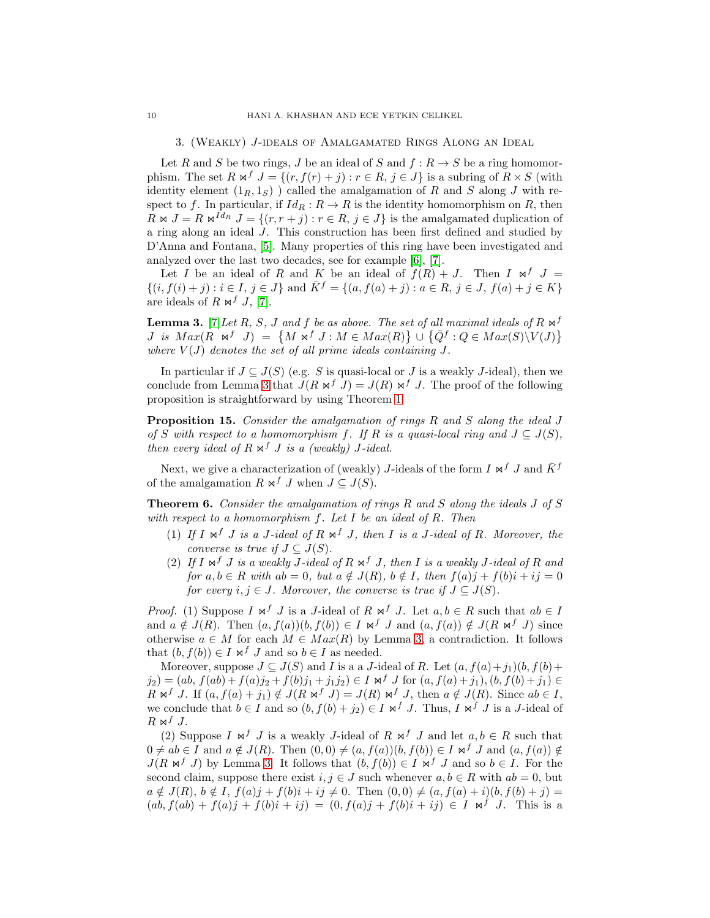## 3. (Weakly) $J$-ideals of Amalgamated Rings Along an Ideal

Let $R$ and $S$ be two rings, $J$ be an ideal of $S$ and $f : R \to S$ be a ring homomorphism. The set $R \bowtie^f J = \{(r, f(r) + j) : r \in R, j \in J\}$ is a subring of $R \times S$ (with identity element $(1_R, 1_S)$ ) called the amalgamation of $R$ and $S$ along $J$ with respect to $f$. In particular, if $Id_R : R \to R$ is the identity homomorphism on $R$, then $R \bowtie J = R \bowtie^{Id_R} J = \{(r, r + j) : r \in R, j \in J\}$ is the amalgamated duplication of a ring along an ideal $J$. This construction has been first defined and studied by D'Anna and Fontana, [5]. Many properties of this ring have been investigated and analyzed over the last two decades, see for example [6], [7].

Let $I$ be an ideal of $R$ and $K$ be an ideal of $f(R) + J$. Then $I \bowtie^f J = \{(i, f(i) + j) : i \in I, j \in J\}$ and $\bar{K}^f = \{(a, f(a) + j) : a \in R, j \in J, f(a) + j \in K\}$ are ideals of $R \bowtie^f J$, [7].

**Lemma 3.** [7] *Let $R$, $S$, $J$ and $f$ be as above. The set of all maximal ideals of $R \bowtie^f J$ is $Max(R \bowtie^f J) = \{M \bowtie^f J : M \in Max(R)\} \cup \{\bar{Q}^f : Q \in Max(S) \backslash V(J)\}$ where $V(J)$ denotes the set of all prime ideals containing $J$.*

In particular if $J \subseteq J(S)$ (e.g. $S$ is quasi-local or $J$ is a weakly $J$-ideal), then we conclude from Lemma 3 that $J(R \bowtie^f J) = J(R) \bowtie^f J$. The proof of the following proposition is straightforward by using Theorem 1.

**Proposition 15.** *Consider the amalgamation of rings $R$ and $S$ along the ideal $J$ of $S$ with respect to a homomorphism $f$. If $R$ is a quasi-local ring and $J \subseteq J(S)$, then every ideal of $R \bowtie^f J$ is a (weakly) $J$-ideal.*

Next, we give a characterization of (weakly) $J$-ideals of the form $I \bowtie^f J$ and $\bar{K}^f$ of the amalgamation $R \bowtie^f J$ when $J \subseteq J(S)$.

**Theorem 6.** *Consider the amalgamation of rings $R$ and $S$ along the ideals $J$ of $S$ with respect to a homomorphism $f$. Let $I$ be an ideal of $R$. Then*

1. *If $I \bowtie^f J$ is a $J$-ideal of $R \bowtie^f J$, then $I$ is a $J$-ideal of $R$. Moreover, the converse is true if $J \subseteq J(S)$.*
2. *If $I \bowtie^f J$ is a weakly $J$-ideal of $R \bowtie^f J$, then $I$ is a weakly $J$-ideal of $R$ and for $a, b \in R$ with $ab = 0$, but $a \notin J(R)$, $b \notin I$, then $f(a)j + f(b)i + ij = 0$ for every $i, j \in J$. Moreover, the converse is true if $J \subseteq J(S)$.*

*Proof.* (1) Suppose $I \bowtie^f J$ is a $J$-ideal of $R \bowtie^f J$. Let $a, b \in R$ such that $ab \in I$ and $a \notin J(R)$. Then $(a, f(a))(b, f(b)) \in I \bowtie^f J$ and $(a, f(a)) \notin J(R \bowtie^f J)$ since otherwise $a \in M$ for each $M \in Max(R)$ by Lemma 3, a contradiction. It follows that $(b, f(b)) \in I \bowtie^f J$ and so $b \in I$ as needed.

Moreover, suppose $J \subseteq J(S)$ and $I$ is a a $J$-ideal of $R$. Let $(a, f(a)+j_1)(b, f(b)+j_2) = (ab, f(ab) + f(a)j_2 + f(b)j_1 + j_1j_2) \in I \bowtie^f J$ for $(a, f(a)+j_1), (b, f(b)+j_1) \in R \bowtie^f J$. If $(a, f(a) + j_1) \notin J(R \bowtie^f J) = J(R) \bowtie^f J$, then $a \notin J(R)$. Since $ab \in I$, we conclude that $b \in I$ and so $(b, f(b) + j_2) \in I \bowtie^f J$. Thus, $I \bowtie^f J$ is a $J$-ideal of $R \bowtie^f J$.

(2) Suppose $I \bowtie^f J$ is a weakly $J$-ideal of $R \bowtie^f J$ and let $a, b \in R$ such that $0 \neq ab \in I$ and $a \notin J(R)$. Then $(0, 0) \neq (a, f(a))(b, f(b)) \in I \bowtie^f J$ and $(a, f(a)) \notin J(R \bowtie^f J)$ by Lemma 3. It follows that $(b, f(b)) \in I \bowtie^f J$ and so $b \in I$. For the second claim, suppose there exist $i, j \in J$ such whenever $a, b \in R$ with $ab = 0$, but $a \notin J(R)$, $b \notin I$, $f(a)j + f(b)i + ij \neq 0$. Then $(0, 0) \neq (a, f(a) + i)(b, f(b) + j) = (ab, f(ab) + f(a)j + f(b)i + ij) = (0, f(a)j + f(b)i + ij) \in I \bowtie^f J$. This is a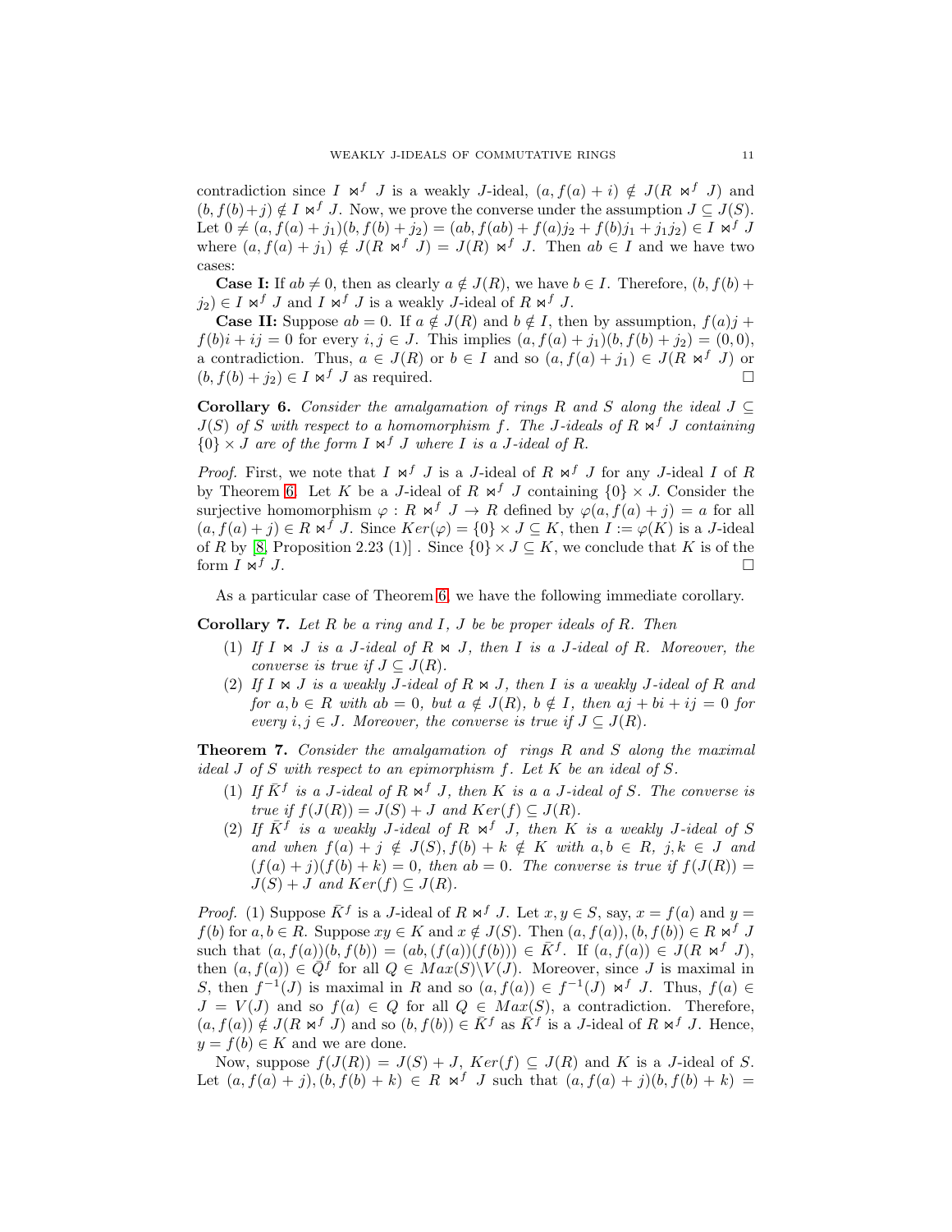contradiction since $I \bowtie^f J$ is a weakly $J$-ideal, $(a, f(a)+i) \notin J(R \bowtie^f J)$ and $(b, f(b)+j) \notin I \bowtie^f J$. Now, we prove the converse under the assumption $J \subseteq J(S)$. Let $0 \neq (a, f(a)+j_1)(b, f(b)+j_2) = (ab, f(ab)+f(a)j_2+f(b)j_1+j_1j_2) \in I \bowtie^f J$ where $(a, f(a)+j_1) \notin J(R \bowtie^f J) = J(R) \bowtie^f J$. Then $ab \in I$ and we have two cases:

**Case I:** If $ab \neq 0$, then as clearly $a \notin J(R)$, we have $b \in I$. Therefore, $(b, f(b)+j_2) \in I \bowtie^f J$ and $I \bowtie^f J$ is a weakly $J$-ideal of $R \bowtie^f J$.

**Case II:** Suppose $ab = 0$. If $a \notin J(R)$ and $b \notin I$, then by assumption, $f(a)j + f(b)i + ij = 0$ for every $i, j \in J$. This implies $(a, f(a)+j_1)(b, f(b)+j_2) = (0, 0)$, a contradiction. Thus, $a \in J(R)$ or $b \in I$ and so $(a, f(a)+j_1) \in J(R \bowtie^f J)$ or $(b, f(b)+j_2) \in I \bowtie^f J$ as required. $\square$

**Corollary 6.** *Consider the amalgamation of rings $R$ and $S$ along the ideal $J \subseteq J(S)$ of $S$ with respect to a homomorphism $f$. The $J$-ideals of $R \bowtie^f J$ containing $\{0\} \times J$ are of the form $I \bowtie^f J$ where $I$ is a $J$-ideal of $R$.*

*Proof.* First, we note that $I \bowtie^f J$ is a $J$-ideal of $R \bowtie^f J$ for any $J$-ideal $I$ of $R$ by Theorem 6. Let $K$ be a $J$-ideal of $R \bowtie^f J$ containing $\{0\} \times J$. Consider the surjective homomorphism $\varphi : R \bowtie^f J \to R$ defined by $\varphi(a, f(a)+j) = a$ for all $(a, f(a)+j) \in R \bowtie^f J$. Since $Ker(\varphi) = \{0\} \times J \subseteq K$, then $I := \varphi(K)$ is a $J$-ideal of $R$ by [8, Proposition 2.23 (1)] . Since $\{0\} \times J \subseteq K$, we conclude that $K$ is of the form $I \bowtie^f J$. $\square$

As a particular case of Theorem 6, we have the following immediate corollary.

**Corollary 7.** *Let $R$ be a ring and $I$, $J$ be be proper ideals of $R$. Then*

1. *If $I \bowtie J$ is a $J$-ideal of $R \bowtie J$, then $I$ is a $J$-ideal of $R$. Moreover, the converse is true if $J \subseteq J(R)$.*
2. *If $I \bowtie J$ is a weakly $J$-ideal of $R \bowtie J$, then $I$ is a weakly $J$-ideal of $R$ and for $a, b \in R$ with $ab = 0$, but $a \notin J(R)$, $b \notin I$, then $aj + bi + ij = 0$ for every $i, j \in J$. Moreover, the converse is true if $J \subseteq J(R)$.*

**Theorem 7.** *Consider the amalgamation of rings $R$ and $S$ along the maximal ideal $J$ of $S$ with respect to an epimorphism $f$. Let $K$ be an ideal of $S$.*

1. *If $\bar{K}^f$ is a $J$-ideal of $R \bowtie^f J$, then $K$ is a a $J$-ideal of $S$. The converse is true if $f(J(R)) = J(S) + J$ and $Ker(f) \subseteq J(R)$.*
2. *If $\bar{K}^f$ is a weakly $J$-ideal of $R \bowtie^f J$, then $K$ is a weakly $J$-ideal of $S$ and when $f(a)+j \notin J(S), f(b)+k \notin K$ with $a, b \in R$, $j, k \in J$ and $(f(a)+j)(f(b)+k) = 0$, then $ab = 0$. The converse is true if $f(J(R)) = J(S) + J$ and $Ker(f) \subseteq J(R)$.*

*Proof.* (1) Suppose $\bar{K}^f$ is a $J$-ideal of $R \bowtie^f J$. Let $x, y \in S$, say, $x = f(a)$ and $y = f(b)$ for $a, b \in R$. Suppose $xy \in K$ and $x \notin J(S)$. Then $(a, f(a)), (b, f(b)) \in R \bowtie^f J$ such that $(a, f(a))(b, f(b)) = (ab, (f(a))(f(b))) \in \bar{K}^f$. If $(a, f(a)) \in J(R \bowtie^f J)$, then $(a, f(a)) \in \bar{Q}^f$ for all $Q \in Max(S) \backslash V(J)$. Moreover, since $J$ is maximal in $S$, then $f^{-1}(J)$ is maximal in $R$ and so $(a, f(a)) \in f^{-1}(J) \bowtie^f J$. Thus, $f(a) \in J = V(J)$ and so $f(a) \in Q$ for all $Q \in Max(S)$, a contradiction. Therefore, $(a, f(a)) \notin J(R \bowtie^f J)$ and so $(b, f(b)) \in \bar{K}^f$ as $\bar{K}^f$ is a $J$-ideal of $R \bowtie^f J$. Hence, $y = f(b) \in K$ and we are done.

Now, suppose $f(J(R)) = J(S) + J$, $Ker(f) \subseteq J(R)$ and $K$ is a $J$-ideal of $S$. Let $(a, f(a)+j), (b, f(b)+k) \in R \bowtie^f J$ such that $(a, f(a)+j)(b, f(b)+k) =$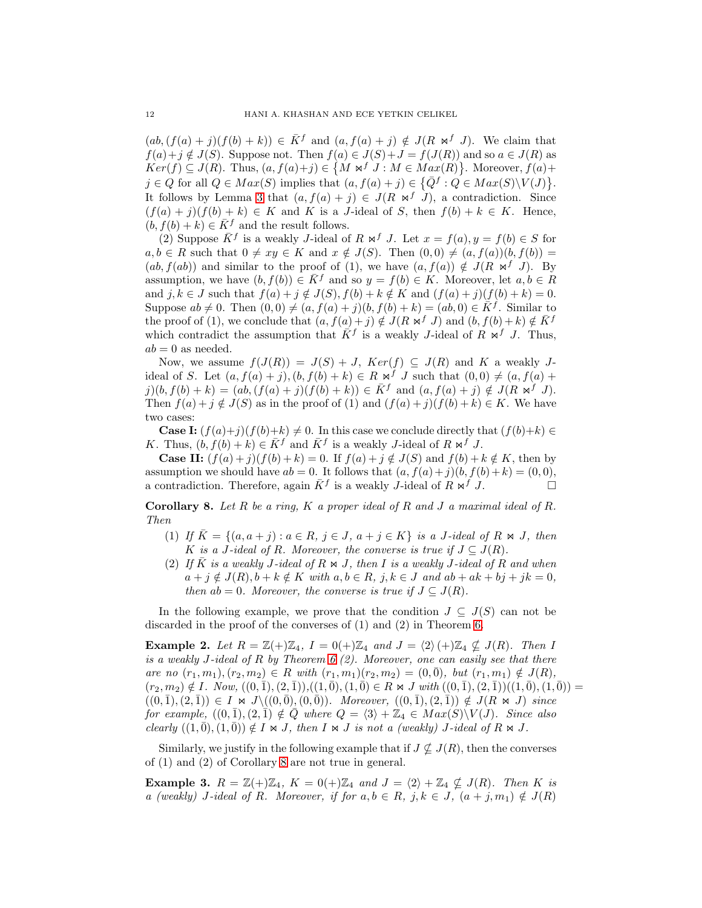$(ab,(f(a)+j)(f(b)+k)) \in \bar{K}^f$ and $(a,f(a)+j) \notin J(R \bowtie^f J)$. We claim that $f(a)+j \notin J(S)$. Suppose not. Then $f(a) \in J(S)+J = f(J(R))$ and so $a \in J(R)$ as $Ker(f) \subseteq J(R)$. Thus, $(a,f(a)+j) \in \{M \bowtie^f J : M \in Max(R)\}$. Moreover, $f(a)+j \in Q$ for all $Q \in Max(S)$ implies that $(a,f(a)+j) \in \{\bar{Q}^f : Q \in Max(S)\backslash V(J)\}$. It follows by Lemma 3 that $(a,f(a)+j) \in J(R \bowtie^f J)$, a contradiction. Since $(f(a)+j)(f(b)+k) \in K$ and $K$ is a $J$-ideal of $S$, then $f(b)+k \in K$. Hence, $(b,f(b)+k) \in \bar{K}^f$ and the result follows.

(2) Suppose $\bar{K}^f$ is a weakly $J$-ideal of $R \bowtie^f J$. Let $x = f(a), y = f(b) \in S$ for $a,b \in R$ such that $0 \neq xy \in K$ and $x \notin J(S)$. Then $(0,0) \neq (a,f(a))(b,f(b)) = (ab,f(ab))$ and similar to the proof of (1), we have $(a,f(a)) \notin J(R \bowtie^f J)$. By assumption, we have $(b,f(b)) \in \bar{K}^f$ and so $y = f(b) \in K$. Moreover, let $a,b \in R$ and $j,k \in J$ such that $f(a)+j \notin J(S), f(b)+k \notin K$ and $(f(a)+j)(f(b)+k) = 0$. Suppose $ab \neq 0$. Then $(0,0) \neq (a,f(a)+j)(b,f(b)+k) = (ab,0) \in \bar{K}^f$. Similar to the proof of (1), we conclude that $(a,f(a)+j) \notin J(R \bowtie^f J)$ and $(b,f(b)+k) \notin \bar{K}^f$ which contradict the assumption that $\bar{K}^f$ is a weakly $J$-ideal of $R \bowtie^f J$. Thus, $ab = 0$ as needed.

Now, we assume $f(J(R)) = J(S)+J$, $Ker(f) \subseteq J(R)$ and $K$ a weakly $J$-ideal of $S$. Let $(a,f(a)+j),(b,f(b)+k) \in R \bowtie^f J$ such that $(0,0) \neq (a,f(a)+j)(b,f(b)+k) = (ab,(f(a)+j)(f(b)+k)) \in \bar{K}^f$ and $(a,f(a)+j) \notin J(R \bowtie^f J)$. Then $f(a)+j \notin J(S)$ as in the proof of (1) and $(f(a)+j)(f(b)+k) \in K$. We have two cases:

**Case I:** $(f(a)+j)(f(b)+k) \neq 0$. In this case we conclude directly that $(f(b)+k) \in K$. Thus, $(b,f(b)+k) \in \bar{K}^f$ and $\bar{K}^f$ is a weakly $J$-ideal of $R \bowtie^f J$.

**Case II:** $(f(a)+j)(f(b)+k) = 0$. If $f(a)+j \notin J(S)$ and $f(b)+k \notin K$, then by assumption we should have $ab = 0$. It follows that $(a,f(a)+j)(b,f(b)+k) = (0,0)$, a contradiction. Therefore, again $\bar{K}^f$ is a weakly $J$-ideal of $R \bowtie^f J$. □

**Corollary 8.** *Let $R$ be a ring, $K$ a proper ideal of $R$ and $J$ a maximal ideal of $R$. Then*

1. *If $\bar{K} = \{(a,a+j) : a \in R,\ j \in J,\ a+j \in K\}$ is a $J$-ideal of $R \bowtie J$, then $K$ is a $J$-ideal of $R$. Moreover, the converse is true if $J \subseteq J(R)$.*
2. *If $\bar{K}$ is a weakly $J$-ideal of $R \bowtie J$, then $I$ is a weakly $J$-ideal of $R$ and when $a+j \notin J(R), b+k \notin K$ with $a,b \in R$, $j,k \in J$ and $ab+ak+bj+jk = 0$, then $ab = 0$. Moreover, the converse is true if $J \subseteq J(R)$.*

In the following example, we prove that the condition $J \subseteq J(S)$ can not be discarded in the proof of the converses of (1) and (2) in Theorem 6.

**Example 2.** *Let $R = \mathbb{Z}(+)\mathbb{Z}_4$, $I = 0(+)\mathbb{Z}_4$ and $J = \langle 2\rangle(+)\mathbb{Z}_4 \nsubseteq J(R)$. Then $I$ is a weakly $J$-ideal of $R$ by Theorem 6 (2). Moreover, one can easily see that there are no $(r_1,m_1),(r_2,m_2) \in R$ with $(r_1,m_1)(r_2,m_2) = (0,\bar{0})$, but $(r_1,m_1) \notin J(R)$, $(r_2,m_2) \notin I$. Now, $((0,\bar{1}),(2,\bar{1}))$,$((1,\bar{0}),(1,\bar{0}) \in R \bowtie J$ with $((0,\bar{1}),(2,\bar{1}))((1,\bar{0}),(1,\bar{0})) = ((0,\bar{1}),(2,\bar{1})) \in I \bowtie J\backslash((0,\bar{0}),(0,\bar{0}))$. Moreover, $((0,\bar{1}),(2,\bar{1})) \notin J(R \bowtie J)$ since for example, $((0,\bar{1}),(2,\bar{1}) \notin \bar{Q}$ where $Q = \langle 3\rangle + \mathbb{Z}_4 \in Max(S)\backslash V(J)$. Since also clearly $((1,\bar{0}),(1,\bar{0})) \notin I \bowtie J$, then $I \bowtie J$ is not a (weakly) $J$-ideal of $R \bowtie J$.*

Similarly, we justify in the following example that if $J \nsubseteq J(R)$, then the converses of (1) and (2) of Corollary 8 are not true in general.

**Example 3.** *$R = \mathbb{Z}(+)\mathbb{Z}_4$, $K = 0(+)\mathbb{Z}_4$ and $J = \langle 2\rangle + \mathbb{Z}_4 \nsubseteq J(R)$. Then $K$ is a (weakly) $J$-ideal of $R$. Moreover, if for $a,b \in R$, $j,k \in J$, $(a+j,m_1) \notin J(R)$*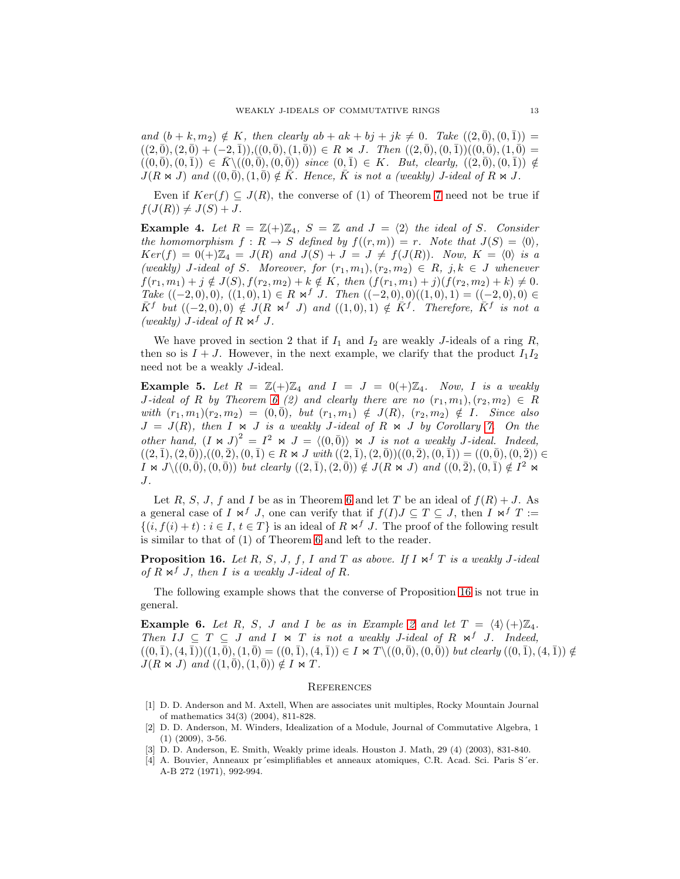*and $(b+k, m_2) \notin K$, then clearly $ab + ak + bj + jk \neq 0$. Take $((2,\bar{0}),(0,\bar{1})) = ((2,\bar{0}),(2,\bar{0})+(-2,\bar{1})),((0,\bar{0}),(1,\bar{0})) \in R \bowtie J$. Then $((2,\bar{0}),(0,\bar{1}))((0,\bar{0}),(1,\bar{0}) = ((0,\bar{0}),(0,\bar{1})) \in \bar{K} \backslash ((0,\bar{0}),(0,\bar{0}))$ since $(0,\bar{1}) \in K$. But, clearly, $((2,\bar{0}),(0,\bar{1})) \notin J(R \bowtie J)$ and $((0,\bar{0}),(1,\bar{0}) \notin \bar{K}$. Hence, $\bar{K}$ is not a (weakly) J-ideal of $R \bowtie J$.*

Even if $Ker(f) \subseteq J(R)$, the converse of (1) of Theorem 7 need not be true if $f(J(R)) \neq J(S) + J$.

**Example 4.** *Let $R = \mathbb{Z}(+)\mathbb{Z}_4$, $S = \mathbb{Z}$ and $J = \langle 2 \rangle$ the ideal of $S$. Consider the homomorphism $f : R \to S$ defined by $f((r,m)) = r$. Note that $J(S) = \langle 0 \rangle$, $Ker(f) = 0(+)\mathbb{Z}_4 = J(R)$ and $J(S) + J = J \neq f(J(R))$. Now, $K = \langle 0 \rangle$ is a (weakly) J-ideal of $S$. Moreover, for $(r_1, m_1), (r_2, m_2) \in R$, $j, k \in J$ whenever $f(r_1, m_1) + j \notin J(S), f(r_2, m_2) + k \notin K$, then $(f(r_1, m_1) + j)(f(r_2, m_2) + k) \neq 0$. Take $((-2, 0), 0)$, $((1, 0), 1) \in R \bowtie^f J$. Then $((-2, 0), 0)((1, 0), 1) = ((-2, 0), 0) \in \bar{K}^f$ but $((-2, 0), 0) \notin J(R \bowtie^f J)$ and $((1, 0), 1) \notin \bar{K}^f$. Therefore, $\bar{K}^f$ is not a (weakly) J-ideal of $R \bowtie^f J$.*

We have proved in section 2 that if $I_1$ and $I_2$ are weakly $J$-ideals of a ring $R$, then so is $I + J$. However, in the next example, we clarify that the product $I_1 I_2$ need not be a weakly $J$-ideal.

**Example 5.** *Let $R = \mathbb{Z}(+)\mathbb{Z}_4$ and $I = J = 0(+)\mathbb{Z}_4$. Now, $I$ is a weakly J-ideal of $R$ by Theorem 6 (2) and clearly there are no $(r_1, m_1), (r_2, m_2) \in R$ with $(r_1, m_1)(r_2, m_2) = (0, \bar{0})$, but $(r_1, m_1) \notin J(R)$, $(r_2, m_2) \notin I$. Since also $J = J(R)$, then $I \bowtie J$ is a weakly J-ideal of $R \bowtie J$ by Corollary 7. On the other hand, $(I \bowtie J)^2 = I^2 \bowtie J = \langle (0, \bar{0}) \rangle \bowtie J$ is not a weakly J-ideal. Indeed, $((2,\bar{1}),(2,\bar{0})),((0,\bar{2}),(0,\bar{1}) \in R \bowtie J$ with $((2,\bar{1}),(2,\bar{0}))((0,\bar{2}),(0,\bar{1})) = ((0,\bar{0}),(0,\bar{2})) \in I \bowtie J \backslash ((0,\bar{0}),(0,\bar{0}))$ but clearly $((2,\bar{1}),(2,\bar{0})) \notin J(R \bowtie J)$ and $((0,\bar{2}),(0,\bar{1}) \notin I^2 \bowtie J$.*

Let $R$, $S$, $J$, $f$ and $I$ be as in Theorem 6 and let $T$ be an ideal of $f(R) + J$. As a general case of $I \bowtie^f J$, one can verify that if $f(I)J \subseteq T \subseteq J$, then $I \bowtie^f T := \{(i, f(i) + t) : i \in I, t \in T\}$ is an ideal of $R \bowtie^f J$. The proof of the following result is similar to that of (1) of Theorem 6 and left to the reader.

**Proposition 16.** *Let $R$, $S$, $J$, $f$, $I$ and $T$ as above. If $I \bowtie^f T$ is a weakly J-ideal of $R \bowtie^f J$, then $I$ is a weakly J-ideal of $R$.*

The following example shows that the converse of Proposition 16 is not true in general.

**Example 6.** *Let $R$, $S$, $J$ and $I$ be as in Example 2 and let $T = \langle 4 \rangle (+)\mathbb{Z}_4$. Then $IJ \subseteq T \subseteq J$ and $I \bowtie T$ is not a weakly J-ideal of $R \bowtie^f J$. Indeed, $((0,\bar{1}),(4,\bar{1}))((1,\bar{0}),(1,\bar{0}) = ((0,\bar{1}),(4,\bar{1})) \in I \bowtie T \backslash ((0,\bar{0}),(0,\bar{0}))$ but clearly $((0,\bar{1}),(4,\bar{1})) \notin J(R \bowtie J)$ and $((1,\bar{0}),(1,\bar{0})) \notin I \bowtie T$.*

## References

[1] D. D. Anderson and M. Axtell, When are associates unit multiples, Rocky Mountain Journal of mathematics 34(3) (2004), 811-828.

[2] D. D. Anderson, M. Winders, Idealization of a Module, Journal of Commutative Algebra, 1 (1) (2009), 3-56.

[3] D. D. Anderson, E. Smith, Weakly prime ideals. Houston J. Math, 29 (4) (2003), 831-840.

[4] A. Bouvier, Anneaux présimplifiables et anneaux atomiques, C.R. Acad. Sci. Paris Sér. A-B 272 (1971), 992-994.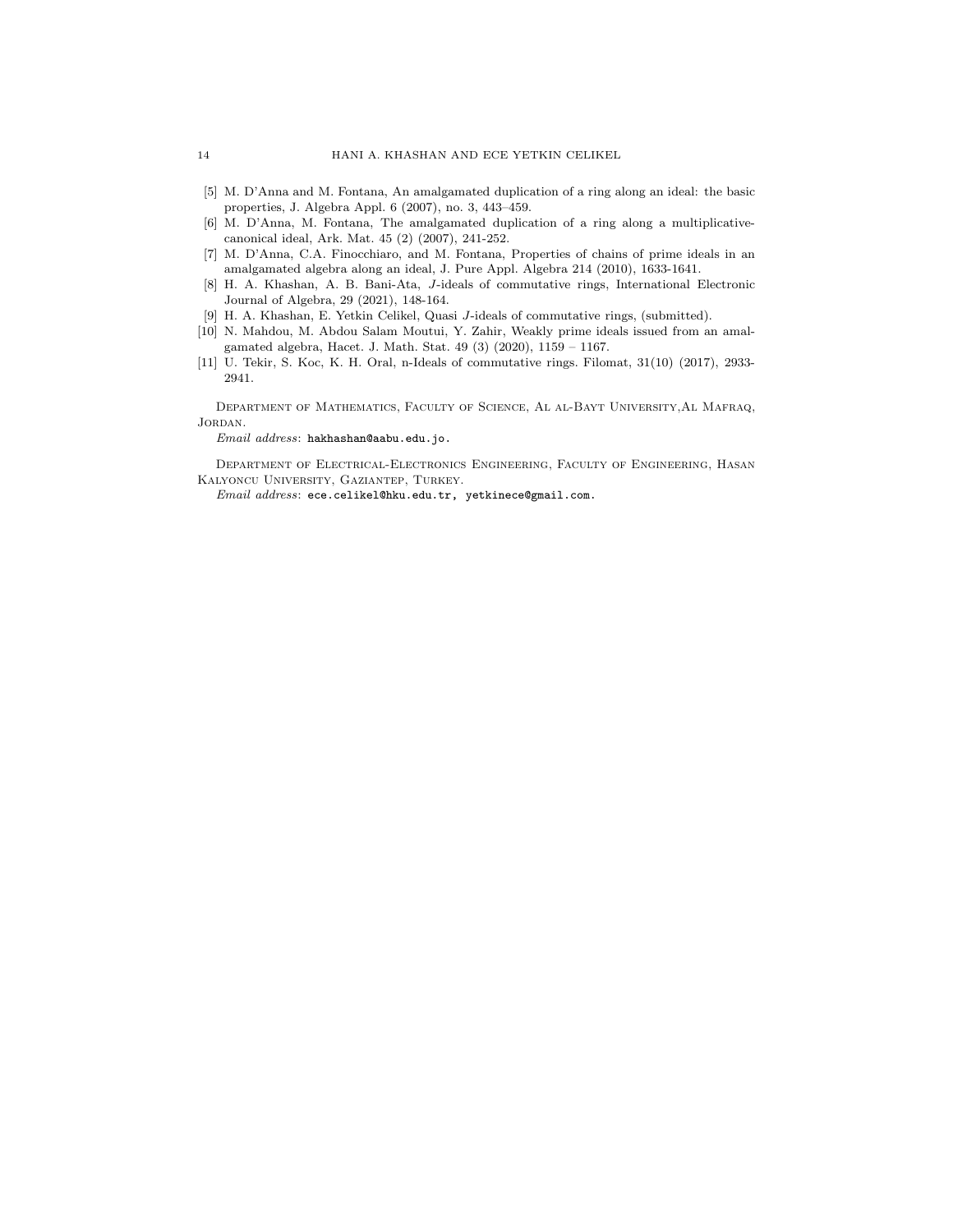[5] M. D'Anna and M. Fontana, An amalgamated duplication of a ring along an ideal: the basic properties, J. Algebra Appl. 6 (2007), no. 3, 443–459.

[6] M. D'Anna, M. Fontana, The amalgamated duplication of a ring along a multiplicative-canonical ideal, Ark. Mat. 45 (2) (2007), 241-252.

[7] M. D'Anna, C.A. Finocchiaro, and M. Fontana, Properties of chains of prime ideals in an amalgamated algebra along an ideal, J. Pure Appl. Algebra 214 (2010), 1633-1641.

[8] H. A. Khashan, A. B. Bani-Ata, $J$-ideals of commutative rings, International Electronic Journal of Algebra, 29 (2021), 148-164.

[9] H. A. Khashan, E. Yetkin Celikel, Quasi $J$-ideals of commutative rings, (submitted).

[10] N. Mahdou, M. Abdou Salam Moutui, Y. Zahir, Weakly prime ideals issued from an amalgamated algebra, Hacet. J. Math. Stat. 49 (3) (2020), 1159 – 1167.

[11] U. Tekir, S. Koc, K. H. Oral, n-Ideals of commutative rings. Filomat, 31(10) (2017), 2933-2941.

Department of Mathematics, Faculty of Science, Al al-Bayt University, Al Mafraq, Jordan.

*Email address*: hakhashan@aabu.edu.jo.

Department of Electrical-Electronics Engineering, Faculty of Engineering, Hasan Kalyoncu University, Gaziantep, Turkey.

*Email address*: ece.celikel@hku.edu.tr, yetkinece@gmail.com.